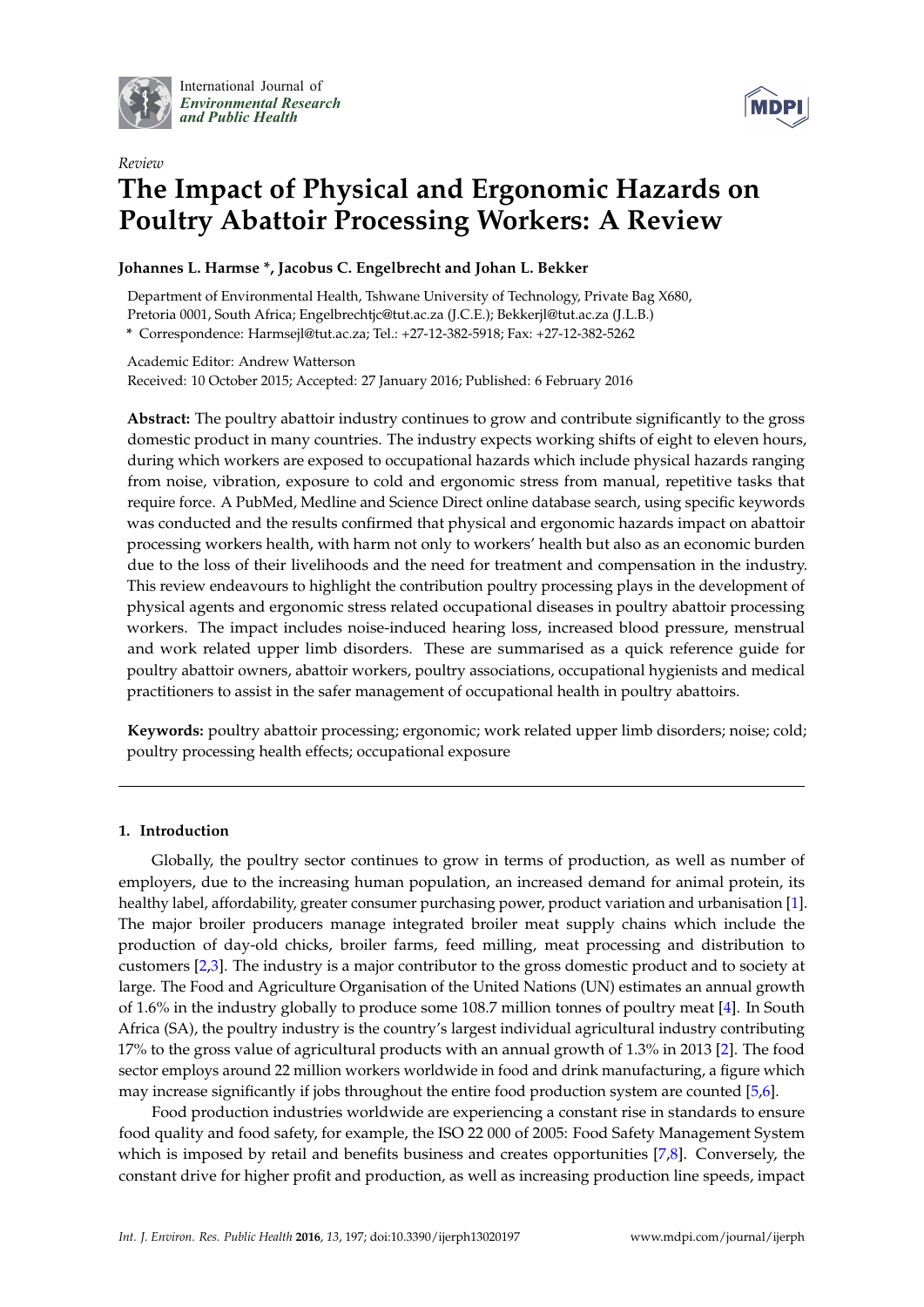Review

# The Impact of Physical and Ergonomic Hazards on Poultry Abattoir Processing Workers: A Review

**Johannes L. Harmse \*, Jacobus C. Engelbrecht and Johan L. Bekker**

Department of Environmental Health, Tshwane University of Technology, Private Bag X680, Pretoria 0001, South Africa; Engelbrechtjc@tut.ac.za (J.C.E.); Bekkerjl@tut.ac.za (J.L.B.)

\* Correspondence: Harmsejl@tut.ac.za; Tel.: +27-12-382-5918; Fax: +27-12-382-5262

Academic Editor: Andrew Watterson

Received: 10 October 2015; Accepted: 27 January 2016; Published: 6 February 2016

**Abstract:** The poultry abattoir industry continues to grow and contribute significantly to the gross domestic product in many countries. The industry expects working shifts of eight to eleven hours, during which workers are exposed to occupational hazards which include physical hazards ranging from noise, vibration, exposure to cold and ergonomic stress from manual, repetitive tasks that require force. A PubMed, Medline and Science Direct online database search, using specific keywords was conducted and the results confirmed that physical and ergonomic hazards impact on abattoir processing workers health, with harm not only to workers' health but also as an economic burden due to the loss of their livelihoods and the need for treatment and compensation in the industry. This review endeavours to highlight the contribution poultry processing plays in the development of physical agents and ergonomic stress related occupational diseases in poultry abattoir processing workers. The impact includes noise-induced hearing loss, increased blood pressure, menstrual and work related upper limb disorders. These are summarised as a quick reference guide for poultry abattoir owners, abattoir workers, poultry associations, occupational hygienists and medical practitioners to assist in the safer management of occupational health in poultry abattoirs.

**Keywords:** poultry abattoir processing; ergonomic; work related upper limb disorders; noise; cold; poultry processing health effects; occupational exposure

## 1. Introduction

Globally, the poultry sector continues to grow in terms of production, as well as number of employers, due to the increasing human population, an increased demand for animal protein, its healthy label, affordability, greater consumer purchasing power, product variation and urbanisation [1]. The major broiler producers manage integrated broiler meat supply chains which include the production of day-old chicks, broiler farms, feed milling, meat processing and distribution to customers [2,3]. The industry is a major contributor to the gross domestic product and to society at large. The Food and Agriculture Organisation of the United Nations (UN) estimates an annual growth of 1.6% in the industry globally to produce some 108.7 million tonnes of poultry meat [4]. In South Africa (SA), the poultry industry is the country's largest individual agricultural industry contributing 17% to the gross value of agricultural products with an annual growth of 1.3% in 2013 [2]. The food sector employs around 22 million workers worldwide in food and drink manufacturing, a figure which may increase significantly if jobs throughout the entire food production system are counted [5,6].

Food production industries worldwide are experiencing a constant rise in standards to ensure food quality and food safety, for example, the ISO 22 000 of 2005: Food Safety Management System which is imposed by retail and benefits business and creates opportunities [7,8]. Conversely, the constant drive for higher profit and production, as well as increasing production line speeds, impact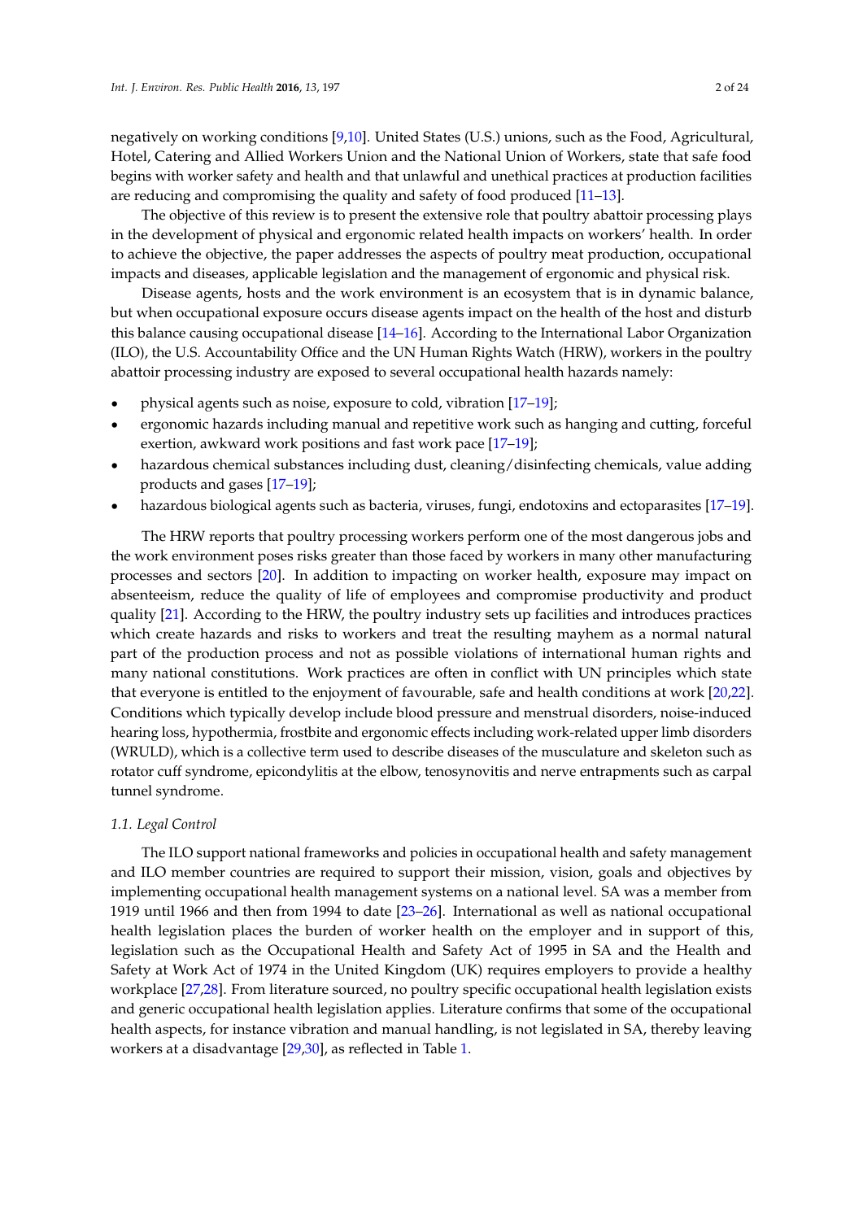negatively on working conditions [9,10]. United States (U.S.) unions, such as the Food, Agricultural, Hotel, Catering and Allied Workers Union and the National Union of Workers, state that safe food begins with worker safety and health and that unlawful and unethical practices at production facilities are reducing and compromising the quality and safety of food produced [11–13].

The objective of this review is to present the extensive role that poultry abattoir processing plays in the development of physical and ergonomic related health impacts on workers' health. In order to achieve the objective, the paper addresses the aspects of poultry meat production, occupational impacts and diseases, applicable legislation and the management of ergonomic and physical risk.

Disease agents, hosts and the work environment is an ecosystem that is in dynamic balance, but when occupational exposure occurs disease agents impact on the health of the host and disturb this balance causing occupational disease [14–16]. According to the International Labor Organization (ILO), the U.S. Accountability Office and the UN Human Rights Watch (HRW), workers in the poultry abattoir processing industry are exposed to several occupational health hazards namely:

- physical agents such as noise, exposure to cold, vibration [17–19];
- ergonomic hazards including manual and repetitive work such as hanging and cutting, forceful exertion, awkward work positions and fast work pace [17–19];
- hazardous chemical substances including dust, cleaning/disinfecting chemicals, value adding products and gases [17–19];
- hazardous biological agents such as bacteria, viruses, fungi, endotoxins and ectoparasites [17–19].

The HRW reports that poultry processing workers perform one of the most dangerous jobs and the work environment poses risks greater than those faced by workers in many other manufacturing processes and sectors [20]. In addition to impacting on worker health, exposure may impact on absenteeism, reduce the quality of life of employees and compromise productivity and product quality [21]. According to the HRW, the poultry industry sets up facilities and introduces practices which create hazards and risks to workers and treat the resulting mayhem as a normal natural part of the production process and not as possible violations of international human rights and many national constitutions. Work practices are often in conflict with UN principles which state that everyone is entitled to the enjoyment of favourable, safe and health conditions at work [20,22]. Conditions which typically develop include blood pressure and menstrual disorders, noise-induced hearing loss, hypothermia, frostbite and ergonomic effects including work-related upper limb disorders (WRULD), which is a collective term used to describe diseases of the musculature and skeleton such as rotator cuff syndrome, epicondylitis at the elbow, tenosynovitis and nerve entrapments such as carpal tunnel syndrome.

### *1.1. Legal Control*

The ILO support national frameworks and policies in occupational health and safety management and ILO member countries are required to support their mission, vision, goals and objectives by implementing occupational health management systems on a national level. SA was a member from 1919 until 1966 and then from 1994 to date [23–26]. International as well as national occupational health legislation places the burden of worker health on the employer and in support of this, legislation such as the Occupational Health and Safety Act of 1995 in SA and the Health and Safety at Work Act of 1974 in the United Kingdom (UK) requires employers to provide a healthy workplace [27,28]. From literature sourced, no poultry specific occupational health legislation exists and generic occupational health legislation applies. Literature confirms that some of the occupational health aspects, for instance vibration and manual handling, is not legislated in SA, thereby leaving workers at a disadvantage [29,30], as reflected in Table 1.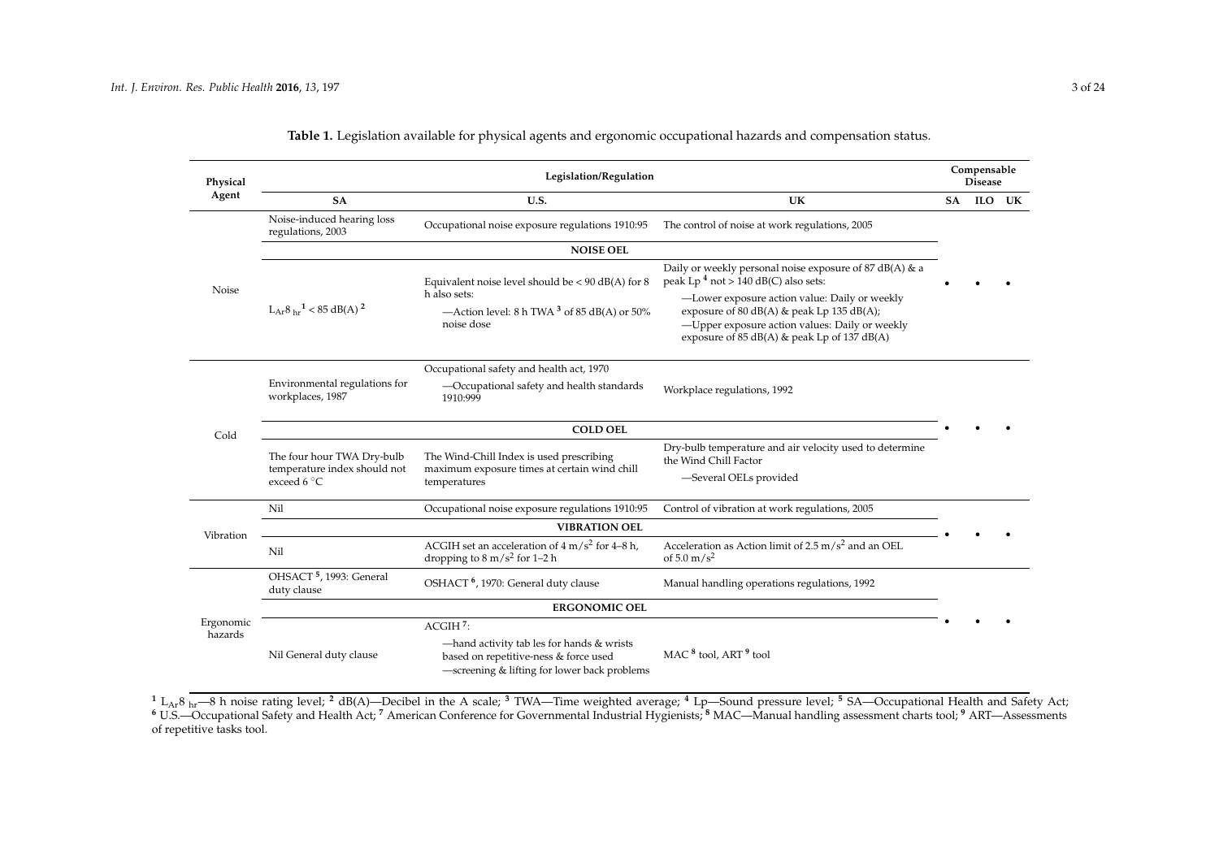**Table 1.** Legislation available for physical agents and ergonomic occupational hazards and compensation status.

| Physical Agent | Legislation/Regulation | | | Compensable Disease | | |
|---|---|---|---|---|---|---|
| | SA | U.S. | UK | SA | ILO | UK |
| Noise | Noise-induced hearing loss regulations, 2003 | Occupational noise exposure regulations 1910:95 | The control of noise at work regulations, 2005 | • | • | • |
| | NOISE OEL | | | | | |
| | $L_{Ar}8_{hr}$ [1] < 85 dB(A) [2] | Equivalent noise level should be < 90 dB(A) for 8 h also sets: —Action level: 8 h TWA [3] of 85 dB(A) or 50% noise dose | Daily or weekly personal noise exposure of 87 dB(A) & a peak Lp [4] not > 140 dB(C) also sets: —Lower exposure action value: Daily or weekly exposure of 80 dB(A) & peak Lp 135 dB(A); —Upper exposure action values: Daily or weekly exposure of 85 dB(A) & peak Lp of 137 dB(A) | | | |
| Cold | Environmental regulations for workplaces, 1987 | Occupational safety and health act, 1970 —Occupational safety and health standards 1910:999 | Workplace regulations, 1992 | • | • | • |
| | COLD OEL | | | | | |
| | The four hour TWA Dry-bulb temperature index should not exceed 6 °C | The Wind-Chill Index is used prescribing maximum exposure times at certain wind chill temperatures | Dry-bulb temperature and air velocity used to determine the Wind Chill Factor —Several OELs provided | | | |
| Vibration | Nil | Occupational noise exposure regulations 1910:95 | Control of vibration at work regulations, 2005 | • | • | • |
| | VIBRATION OEL | | | | | |
| | Nil | ACGIH set an acceleration of 4 $m/s^2$ for 4–8 h, dropping to 8 $m/s^2$ for 1–2 h | Acceleration as Action limit of 2.5 $m/s^2$ and an OEL of 5.0 $m/s^2$ | | | |
| Ergonomic hazards | OHSACT [5], 1993: General duty clause | OSHACT [6], 1970: General duty clause | Manual handling operations regulations, 1992 | • | • | • |
| | ERGONOMIC OEL | | | | | |
| | Nil General duty clause | ACGIH [7]: —hand activity tab les for hands & wrists based on repetitive-ness & force used —screening & lifting for lower back problems | MAC [8] tool, ART [9] tool | | | |

[1] $L_{Ar}8_{hr}$—8 h noise rating level; [2] dB(A)—Decibel in the A scale; [3] TWA—Time weighted average; [4] Lp—Sound pressure level; [5] SA—Occupational Health and Safety Act; [6] U.S.—Occupational Safety and Health Act; [7] American Conference for Governmental Industrial Hygienists; [8] MAC—Manual handling assessment charts tool; [9] ART—Assessments of repetitive tasks tool.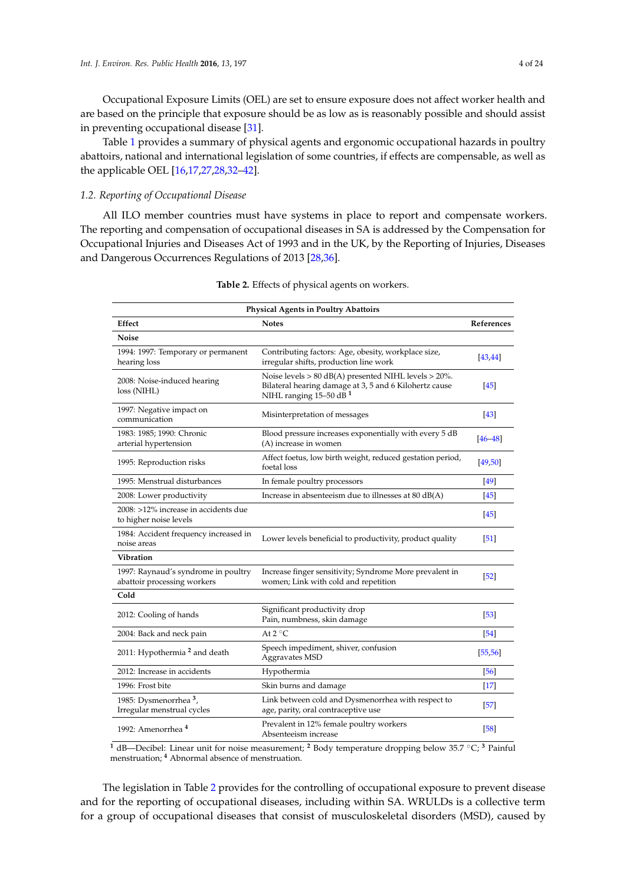Occupational Exposure Limits (OEL) are set to ensure exposure does not affect worker health and are based on the principle that exposure should be as low as is reasonably possible and should assist in preventing occupational disease [31].

Table 1 provides a summary of physical agents and ergonomic occupational hazards in poultry abattoirs, national and international legislation of some countries, if effects are compensable, as well as the applicable OEL [16,17,27,28,32–42].

### 1.2. Reporting of Occupational Disease

All ILO member countries must have systems in place to report and compensate workers. The reporting and compensation of occupational diseases in SA is addressed by the Compensation for Occupational Injuries and Diseases Act of 1993 and in the UK, by the Reporting of Injuries, Diseases and Dangerous Occurrences Regulations of 2013 [28,36].

**Table 2.** Effects of physical agents on workers.

| Physical Agents in Poultry Abattoirs | | |
|---|---|---|
| **Effect** | **Notes** | **References** |
| **Noise** | | |
| 1994: 1997: Temporary or permanent hearing loss | Contributing factors: Age, obesity, workplace size, irregular shifts, production line work | [43,44] |
| 2008: Noise-induced hearing loss (NIHL) | Noise levels > 80 dB(A) presented NIHL levels > 20%. Bilateral hearing damage at 3, 5 and 6 Kilohertz cause NIHL ranging 15–50 dB [1] | [45] |
| 1997: Negative impact on communication | Misinterpretation of messages | [43] |
| 1983: 1985; 1990: Chronic arterial hypertension | Blood pressure increases exponentially with every 5 dB (A) increase in women | [46–48] |
| 1995: Reproduction risks | Affect foetus, low birth weight, reduced gestation period, foetal loss | [49,50] |
| 1995: Menstrual disturbances | In female poultry processors | [49] |
| 2008: Lower productivity | Increase in absenteeism due to illnesses at 80 dB(A) | [45] |
| 2008: >12% increase in accidents due to higher noise levels | | [45] |
| 1984: Accident frequency increased in noise areas | Lower levels beneficial to productivity, product quality | [51] |
| **Vibration** | | |
| 1997: Raynaud's syndrome in poultry abattoir processing workers | Increase finger sensitivity; Syndrome More prevalent in women; Link with cold and repetition | [52] |
| **Cold** | | |
| 2012: Cooling of hands | Significant productivity drop Pain, numbness, skin damage | [53] |
| 2004: Back and neck pain | At 2 °C | [54] |
| 2011: Hypothermia [2] and death | Speech impediment, shiver, confusion Aggravates MSD | [55,56] |
| 2012: Increase in accidents | Hypothermia | [56] |
| 1996: Frost bite | Skin burns and damage | [17] |
| 1985: Dysmenorrhea [3], Irregular menstrual cycles | Link between cold and Dysmenorrhea with respect to age, parity, oral contraceptive use | [57] |
| 1992: Amenorrhea [4] | Prevalent in 12% female poultry workers Absenteeism increase | [58] |

[1] dB—Decibel: Linear unit for noise measurement; [2] Body temperature dropping below 35.7 °C; [3] Painful menstruation; [4] Abnormal absence of menstruation.

The legislation in Table 2 provides for the controlling of occupational exposure to prevent disease and for the reporting of occupational diseases, including within SA. WRULDs is a collective term for a group of occupational diseases that consist of musculoskeletal disorders (MSD), caused by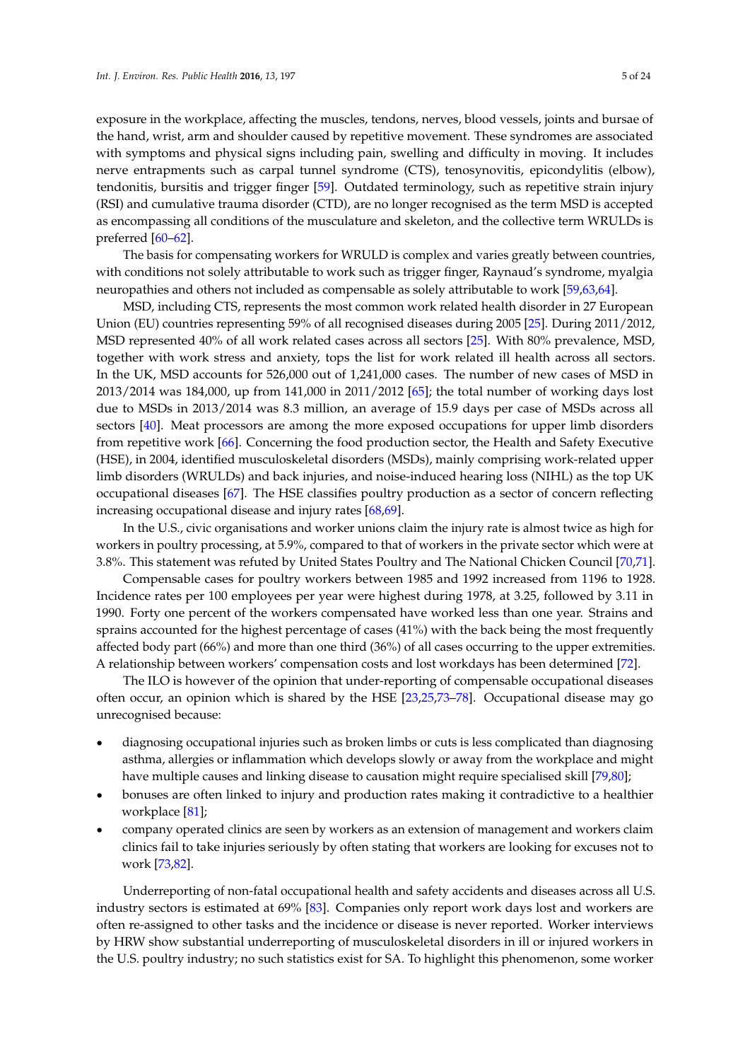exposure in the workplace, affecting the muscles, tendons, nerves, blood vessels, joints and bursae of the hand, wrist, arm and shoulder caused by repetitive movement. These syndromes are associated with symptoms and physical signs including pain, swelling and difficulty in moving. It includes nerve entrapments such as carpal tunnel syndrome (CTS), tenosynovitis, epicondylitis (elbow), tendonitis, bursitis and trigger finger [59]. Outdated terminology, such as repetitive strain injury (RSI) and cumulative trauma disorder (CTD), are no longer recognised as the term MSD is accepted as encompassing all conditions of the musculature and skeleton, and the collective term WRULDs is preferred [60–62].

The basis for compensating workers for WRULD is complex and varies greatly between countries, with conditions not solely attributable to work such as trigger finger, Raynaud's syndrome, myalgia neuropathies and others not included as compensable as solely attributable to work [59,63,64].

MSD, including CTS, represents the most common work related health disorder in 27 European Union (EU) countries representing 59% of all recognised diseases during 2005 [25]. During 2011/2012, MSD represented 40% of all work related cases across all sectors [25]. With 80% prevalence, MSD, together with work stress and anxiety, tops the list for work related ill health across all sectors. In the UK, MSD accounts for 526,000 out of 1,241,000 cases. The number of new cases of MSD in 2013/2014 was 184,000, up from 141,000 in 2011/2012 [65]; the total number of working days lost due to MSDs in 2013/2014 was 8.3 million, an average of 15.9 days per case of MSDs across all sectors [40]. Meat processors are among the more exposed occupations for upper limb disorders from repetitive work [66]. Concerning the food production sector, the Health and Safety Executive (HSE), in 2004, identified musculoskeletal disorders (MSDs), mainly comprising work-related upper limb disorders (WRULDs) and back injuries, and noise-induced hearing loss (NIHL) as the top UK occupational diseases [67]. The HSE classifies poultry production as a sector of concern reflecting increasing occupational disease and injury rates [68,69].

In the U.S., civic organisations and worker unions claim the injury rate is almost twice as high for workers in poultry processing, at 5.9%, compared to that of workers in the private sector which were at 3.8%. This statement was refuted by United States Poultry and The National Chicken Council [70,71].

Compensable cases for poultry workers between 1985 and 1992 increased from 1196 to 1928. Incidence rates per 100 employees per year were highest during 1978, at 3.25, followed by 3.11 in 1990. Forty one percent of the workers compensated have worked less than one year. Strains and sprains accounted for the highest percentage of cases (41%) with the back being the most frequently affected body part (66%) and more than one third (36%) of all cases occurring to the upper extremities. A relationship between workers' compensation costs and lost workdays has been determined [72].

The ILO is however of the opinion that under-reporting of compensable occupational diseases often occur, an opinion which is shared by the HSE [23,25,73–78]. Occupational disease may go unrecognised because:

- diagnosing occupational injuries such as broken limbs or cuts is less complicated than diagnosing asthma, allergies or inflammation which develops slowly or away from the workplace and might have multiple causes and linking disease to causation might require specialised skill [79,80];
- bonuses are often linked to injury and production rates making it contradictive to a healthier workplace [81];
- company operated clinics are seen by workers as an extension of management and workers claim clinics fail to take injuries seriously by often stating that workers are looking for excuses not to work [73,82].

Underreporting of non-fatal occupational health and safety accidents and diseases across all U.S. industry sectors is estimated at 69% [83]. Companies only report work days lost and workers are often re-assigned to other tasks and the incidence or disease is never reported. Worker interviews by HRW show substantial underreporting of musculoskeletal disorders in ill or injured workers in the U.S. poultry industry; no such statistics exist for SA. To highlight this phenomenon, some worker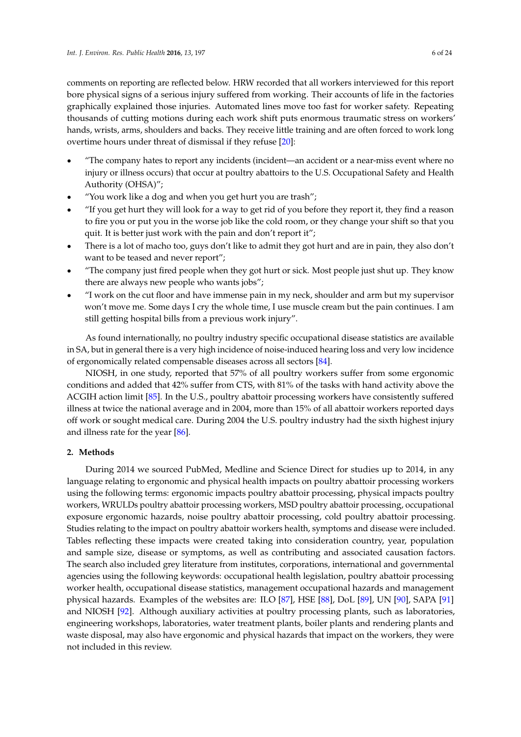comments on reporting are reflected below. HRW recorded that all workers interviewed for this report bore physical signs of a serious injury suffered from working. Their accounts of life in the factories graphically explained those injuries. Automated lines move too fast for worker safety. Repeating thousands of cutting motions during each work shift puts enormous traumatic stress on workers' hands, wrists, arms, shoulders and backs. They receive little training and are often forced to work long overtime hours under threat of dismissal if they refuse [20]:

- "The company hates to report any incidents (incident—an accident or a near-miss event where no injury or illness occurs) that occur at poultry abattoirs to the U.S. Occupational Safety and Health Authority (OHSA)";
- "You work like a dog and when you get hurt you are trash";
- "If you get hurt they will look for a way to get rid of you before they report it, they find a reason to fire you or put you in the worse job like the cold room, or they change your shift so that you quit. It is better just work with the pain and don't report it";
- There is a lot of macho too, guys don't like to admit they got hurt and are in pain, they also don't want to be teased and never report";
- "The company just fired people when they got hurt or sick. Most people just shut up. They know there are always new people who wants jobs";
- "I work on the cut floor and have immense pain in my neck, shoulder and arm but my supervisor won't move me. Some days I cry the whole time, I use muscle cream but the pain continues. I am still getting hospital bills from a previous work injury".

As found internationally, no poultry industry specific occupational disease statistics are available in SA, but in general there is a very high incidence of noise-induced hearing loss and very low incidence of ergonomically related compensable diseases across all sectors [84].

NIOSH, in one study, reported that 57% of all poultry workers suffer from some ergonomic conditions and added that 42% suffer from CTS, with 81% of the tasks with hand activity above the ACGIH action limit [85]. In the U.S., poultry abattoir processing workers have consistently suffered illness at twice the national average and in 2004, more than 15% of all abattoir workers reported days off work or sought medical care. During 2004 the U.S. poultry industry had the sixth highest injury and illness rate for the year [86].

## 2. Methods

During 2014 we sourced PubMed, Medline and Science Direct for studies up to 2014, in any language relating to ergonomic and physical health impacts on poultry abattoir processing workers using the following terms: ergonomic impacts poultry abattoir processing, physical impacts poultry workers, WRULDs poultry abattoir processing workers, MSD poultry abattoir processing, occupational exposure ergonomic hazards, noise poultry abattoir processing, cold poultry abattoir processing. Studies relating to the impact on poultry abattoir workers health, symptoms and disease were included. Tables reflecting these impacts were created taking into consideration country, year, population and sample size, disease or symptoms, as well as contributing and associated causation factors. The search also included grey literature from institutes, corporations, international and governmental agencies using the following keywords: occupational health legislation, poultry abattoir processing worker health, occupational disease statistics, management occupational hazards and management physical hazards. Examples of the websites are: ILO [87], HSE [88], DoL [89], UN [90], SAPA [91] and NIOSH [92]. Although auxiliary activities at poultry processing plants, such as laboratories, engineering workshops, laboratories, water treatment plants, boiler plants and rendering plants and waste disposal, may also have ergonomic and physical hazards that impact on the workers, they were not included in this review.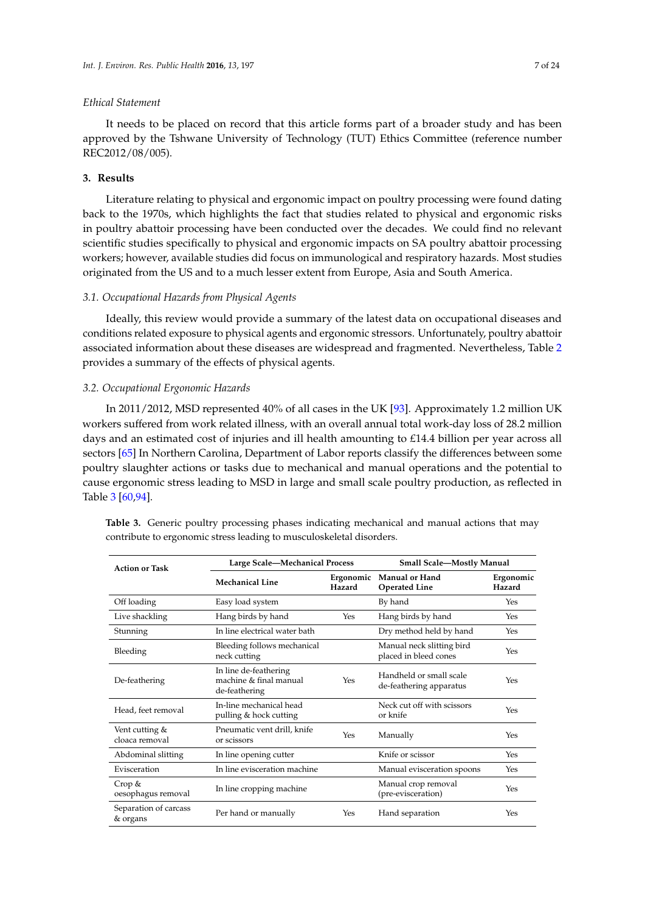*Ethical Statement*

It needs to be placed on record that this article forms part of a broader study and has been approved by the Tshwane University of Technology (TUT) Ethics Committee (reference number REC2012/08/005).

## 3. Results

Literature relating to physical and ergonomic impact on poultry processing were found dating back to the 1970s, which highlights the fact that studies related to physical and ergonomic risks in poultry abattoir processing have been conducted over the decades. We could find no relevant scientific studies specifically to physical and ergonomic impacts on SA poultry abattoir processing workers; however, available studies did focus on immunological and respiratory hazards. Most studies originated from the US and to a much lesser extent from Europe, Asia and South America.

### *3.1. Occupational Hazards from Physical Agents*

Ideally, this review would provide a summary of the latest data on occupational diseases and conditions related exposure to physical agents and ergonomic stressors. Unfortunately, poultry abattoir associated information about these diseases are widespread and fragmented. Nevertheless, Table 2 provides a summary of the effects of physical agents.

### *3.2. Occupational Ergonomic Hazards*

In 2011/2012, MSD represented 40% of all cases in the UK [93]. Approximately 1.2 million UK workers suffered from work related illness, with an overall annual total work-day loss of 28.2 million days and an estimated cost of injuries and ill health amounting to £14.4 billion per year across all sectors [65] In Northern Carolina, Department of Labor reports classify the differences between some poultry slaughter actions or tasks due to mechanical and manual operations and the potential to cause ergonomic stress leading to MSD in large and small scale poultry production, as reflected in Table 3 [60,94].

**Table 3.** Generic poultry processing phases indicating mechanical and manual actions that may contribute to ergonomic stress leading to musculoskeletal disorders.

| Action or Task | Large Scale—Mechanical Process | | Small Scale—Mostly Manual | |
|---|---|---|---|---|
| | **Mechanical Line** | **Ergonomic Hazard** | **Manual or Hand Operated Line** | **Ergonomic Hazard** |
| Off loading | Easy load system | | By hand | Yes |
| Live shackling | Hang birds by hand | Yes | Hang birds by hand | Yes |
| Stunning | In line electrical water bath | | Dry method held by hand | Yes |
| Bleeding | Bleeding follows mechanical neck cutting | | Manual neck slitting bird placed in bleed cones | Yes |
| De-feathering | In line de-feathering machine & final manual de-feathering | Yes | Handheld or small scale de-feathering apparatus | Yes |
| Head, feet removal | In-line mechanical head pulling & hock cutting | | Neck cut off with scissors or knife | Yes |
| Vent cutting & cloaca removal | Pneumatic vent drill, knife or scissors | Yes | Manually | Yes |
| Abdominal slitting | In line opening cutter | | Knife or scissor | Yes |
| Evisceration | In line evisceration machine | | Manual evisceration spoons | Yes |
| Crop & oesophagus removal | In line cropping machine | | Manual crop removal (pre-evisceration) | Yes |
| Separation of carcass & organs | Per hand or manually | Yes | Hand separation | Yes |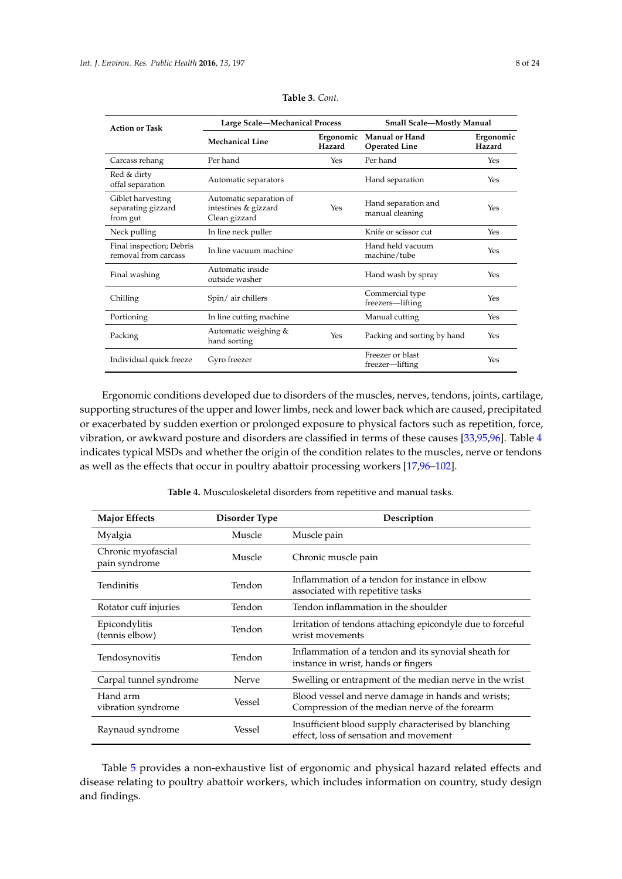**Table 3.** *Cont.*

| Action or Task | Large Scale—Mechanical Process | | Small Scale—Mostly Manual | |
|---|---|---|---|---|
| | **Mechanical Line** | **Ergonomic Hazard** | **Manual or Hand Operated Line** | **Ergonomic Hazard** |
| Carcass rehang | Per hand | Yes | Per hand | Yes |
| Red & dirty offal separation | Automatic separators | | Hand separation | Yes |
| Giblet harvesting separating gizzard from gut | Automatic separation of intestines & gizzard Clean gizzard | Yes | Hand separation and manual cleaning | Yes |
| Neck pulling | In line neck puller | | Knife or scissor cut | Yes |
| Final inspection; Debris removal from carcass | In line vacuum machine | | Hand held vacuum machine/tube | Yes |
| Final washing | Automatic inside outside washer | | Hand wash by spray | Yes |
| Chilling | Spin/ air chillers | | Commercial type freezers—lifting | Yes |
| Portioning | In line cutting machine | | Manual cutting | Yes |
| Packing | Automatic weighing & hand sorting | Yes | Packing and sorting by hand | Yes |
| Individual quick freeze | Gyro freezer | | Freezer or blast freezer—lifting | Yes |

Ergonomic conditions developed due to disorders of the muscles, nerves, tendons, joints, cartilage, supporting structures of the upper and lower limbs, neck and lower back which are caused, precipitated or exacerbated by sudden exertion or prolonged exposure to physical factors such as repetition, force, vibration, or awkward posture and disorders are classified in terms of these causes [33,95,96]. Table 4 indicates typical MSDs and whether the origin of the condition relates to the muscles, nerve or tendons as well as the effects that occur in poultry abattoir processing workers [17,96–102].

**Table 4.** Musculoskeletal disorders from repetitive and manual tasks.

| Major Effects | Disorder Type | Description |
|---|---|---|
| Myalgia | Muscle | Muscle pain |
| Chronic myofascial pain syndrome | Muscle | Chronic muscle pain |
| Tendinitis | Tendon | Inflammation of a tendon for instance in elbow associated with repetitive tasks |
| Rotator cuff injuries | Tendon | Tendon inflammation in the shoulder |
| Epicondylitis (tennis elbow) | Tendon | Irritation of tendons attaching epicondyle due to forceful wrist movements |
| Tendosynovitis | Tendon | Inflammation of a tendon and its synovial sheath for instance in wrist, hands or fingers |
| Carpal tunnel syndrome | Nerve | Swelling or entrapment of the median nerve in the wrist |
| Hand arm vibration syndrome | Vessel | Blood vessel and nerve damage in hands and wrists; Compression of the median nerve of the forearm |
| Raynaud syndrome | Vessel | Insufficient blood supply characterised by blanching effect, loss of sensation and movement |

Table 5 provides a non-exhaustive list of ergonomic and physical hazard related effects and disease relating to poultry abattoir workers, which includes information on country, study design and findings.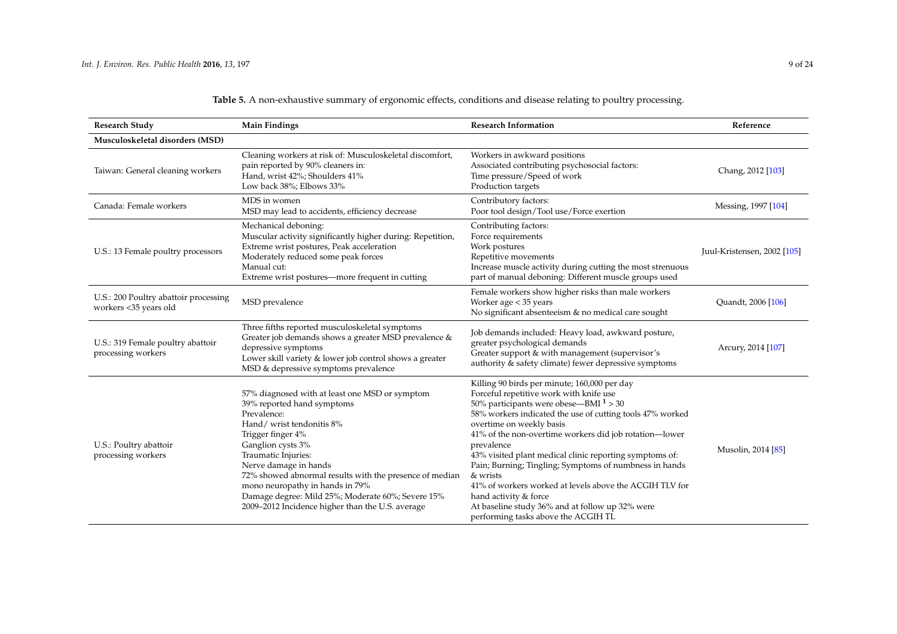**Table 5.** A non-exhaustive summary of ergonomic effects, conditions and disease relating to poultry processing.

| Research Study | Main Findings | Research Information | Reference |
|---|---|---|---|
| **Musculoskeletal disorders (MSD)** | | | |
| Taiwan: General cleaning workers | Cleaning workers at risk of: Musculoskeletal discomfort, pain reported by 90% cleaners in:<br>Hand, wrist 42%; Shoulders 41%<br>Low back 38%; Elbows 33% | Workers in awkward positions<br>Associated contributing psychosocial factors:<br>Time pressure/Speed of work<br>Production targets | Chang, 2012 [103] |
| Canada: Female workers | MDS in women<br>MSD may lead to accidents, efficiency decrease | Contributory factors:<br>Poor tool design/Tool use/Force exertion | Messing, 1997 [104] |
| U.S.: 13 Female poultry processors | Mechanical deboning:<br>Muscular activity significantly higher during: Repetition, Extreme wrist postures, Peak acceleration<br>Moderately reduced some peak forces<br>Manual cut:<br>Extreme wrist postures—more frequent in cutting | Contributing factors:<br>Force requirements<br>Work postures<br>Repetitive movements<br>Increase muscle activity during cutting the most strenuous part of manual deboning: Different muscle groups used | Juul-Kristensen, 2002 [105] |
| U.S.: 200 Poultry abattoir processing workers <35 years old | MSD prevalence | Female workers show higher risks than male workers<br>Worker age < 35 years<br>No significant absenteeism & no medical care sought | Quandt, 2006 [106] |
| U.S.: 319 Female poultry abattoir processing workers | Three fifths reported musculoskeletal symptoms<br>Greater job demands shows a greater MSD prevalence & depressive symptoms<br>Lower skill variety & lower job control shows a greater MSD & depressive symptoms prevalence | Job demands included: Heavy load, awkward posture, greater psychological demands<br>Greater support & with management (supervisor's authority & safety climate) fewer depressive symptoms | Arcury, 2014 [107] |
| U.S.: Poultry abattoir processing workers | 57% diagnosed with at least one MSD or symptom<br>39% reported hand symptoms<br>Prevalence:<br>Hand/ wrist tendonitis 8%<br>Trigger finger 4%<br>Ganglion cysts 3%<br>Traumatic Injuries:<br>Nerve damage in hands<br>72% showed abnormal results with the presence of median mono neuropathy in hands in 79%<br>Damage degree: Mild 25%; Moderate 60%; Severe 15%<br>2009–2012 Incidence higher than the U.S. average | Killing 90 birds per minute; 160,000 per day<br>Forceful repetitive work with knife use<br>50% participants were obese—BMI [1] > 30<br>58% workers indicated the use of cutting tools 47% worked overtime on weekly basis<br>41% of the non-overtime workers did job rotation—lower prevalence<br>43% visited plant medical clinic reporting symptoms of: Pain; Burning; Tingling; Symptoms of numbness in hands & wrists<br>41% of workers worked at levels above the ACGIH TLV for hand activity & force<br>At baseline study 36% and at follow up 32% were performing tasks above the ACGIH TL | Musolin, 2014 [85] |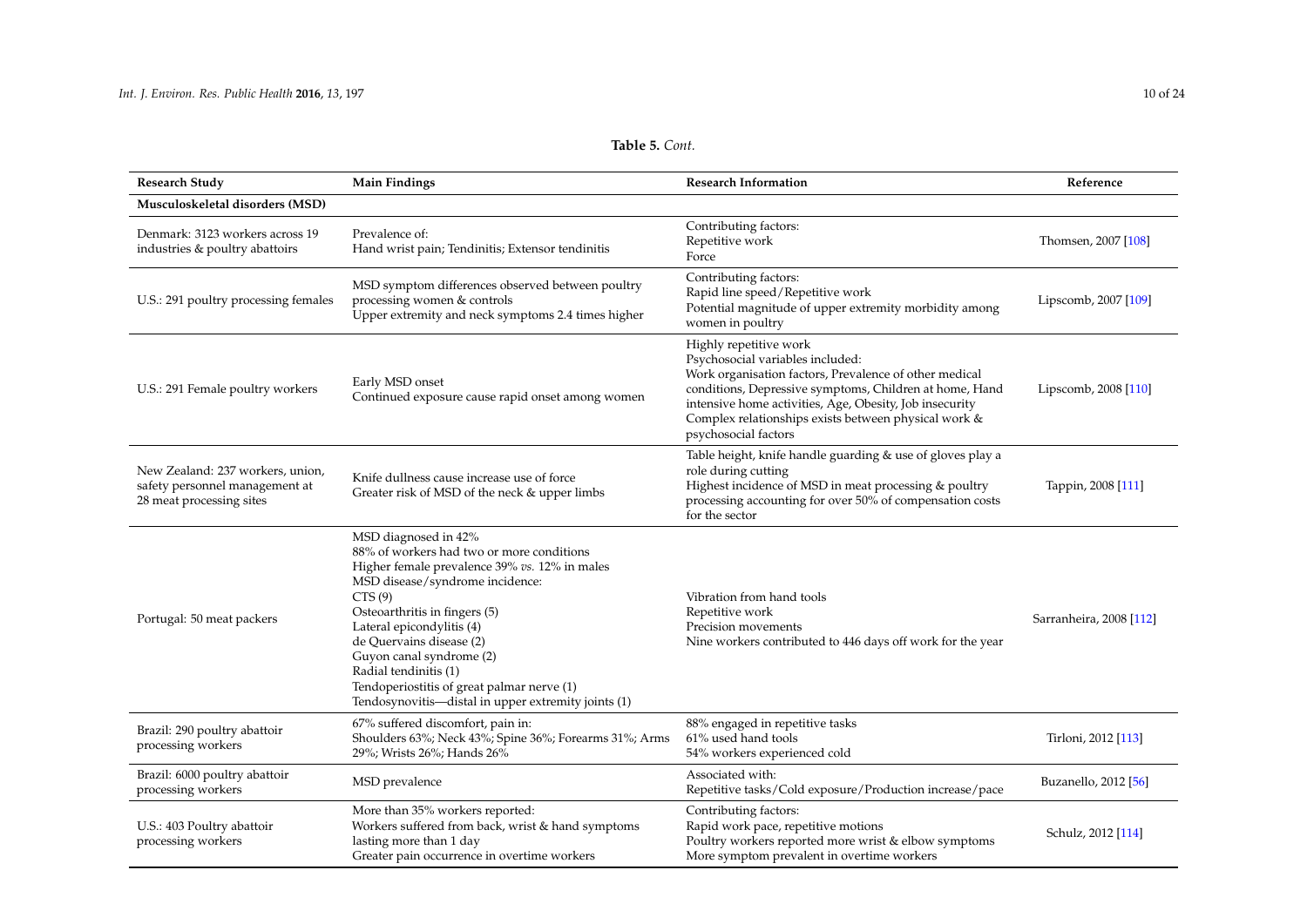**Table 5.** *Cont.*

| Research Study | Main Findings | Research Information | Reference |
|---|---|---|---|
| **Musculoskeletal disorders (MSD)** | | | |
| Denmark: 3123 workers across 19 industries & poultry abattoirs | Prevalence of:<br>Hand wrist pain; Tendinitis; Extensor tendinitis | Contributing factors:<br>Repetitive work<br>Force | Thomsen, 2007 [108] |
| U.S.: 291 poultry processing females | MSD symptom differences observed between poultry processing women & controls<br>Upper extremity and neck symptoms 2.4 times higher | Contributing factors:<br>Rapid line speed/Repetitive work<br>Potential magnitude of upper extremity morbidity among women in poultry | Lipscomb, 2007 [109] |
| U.S.: 291 Female poultry workers | Early MSD onset<br>Continued exposure cause rapid onset among women | Highly repetitive work<br>Psychosocial variables included:<br>Work organisation factors, Prevalence of other medical conditions, Depressive symptoms, Children at home, Hand intensive home activities, Age, Obesity, Job insecurity<br>Complex relationships exists between physical work & psychosocial factors | Lipscomb, 2008 [110] |
| New Zealand: 237 workers, union, safety personnel management at 28 meat processing sites | Knife dullness cause increase use of force<br>Greater risk of MSD of the neck & upper limbs | Table height, knife handle guarding & use of gloves play a role during cutting<br>Highest incidence of MSD in meat processing & poultry processing accounting for over 50% of compensation costs for the sector | Tappin, 2008 [111] |
| Portugal: 50 meat packers | MSD diagnosed in 42%<br>88% of workers had two or more conditions<br>Higher female prevalence 39% *vs.* 12% in males<br>MSD disease/syndrome incidence:<br>CTS (9)<br>Osteoarthritis in fingers (5)<br>Lateral epicondylitis (4)<br>de Quervains disease (2)<br>Guyon canal syndrome (2)<br>Radial tendinitis (1)<br>Tendoperiostitis of great palmar nerve (1)<br>Tendosynovitis—distal in upper extremity joints (1) | Vibration from hand tools<br>Repetitive work<br>Precision movements<br>Nine workers contributed to 446 days off work for the year | Sarranheira, 2008 [112] |
| Brazil: 290 poultry abattoir processing workers | 67% suffered discomfort, pain in:<br>Shoulders 63%; Neck 43%; Spine 36%; Forearms 31%; Arms 29%; Wrists 26%; Hands 26% | 88% engaged in repetitive tasks<br>61% used hand tools<br>54% workers experienced cold | Tirloni, 2012 [113] |
| Brazil: 6000 poultry abattoir processing workers | MSD prevalence | Associated with:<br>Repetitive tasks/Cold exposure/Production increase/pace | Buzanello, 2012 [56] |
| U.S.: 403 Poultry abattoir processing workers | More than 35% workers reported:<br>Workers suffered from back, wrist & hand symptoms lasting more than 1 day<br>Greater pain occurrence in overtime workers | Contributing factors:<br>Rapid work pace, repetitive motions<br>Poultry workers reported more wrist & elbow symptoms<br>More symptom prevalent in overtime workers | Schulz, 2012 [114] |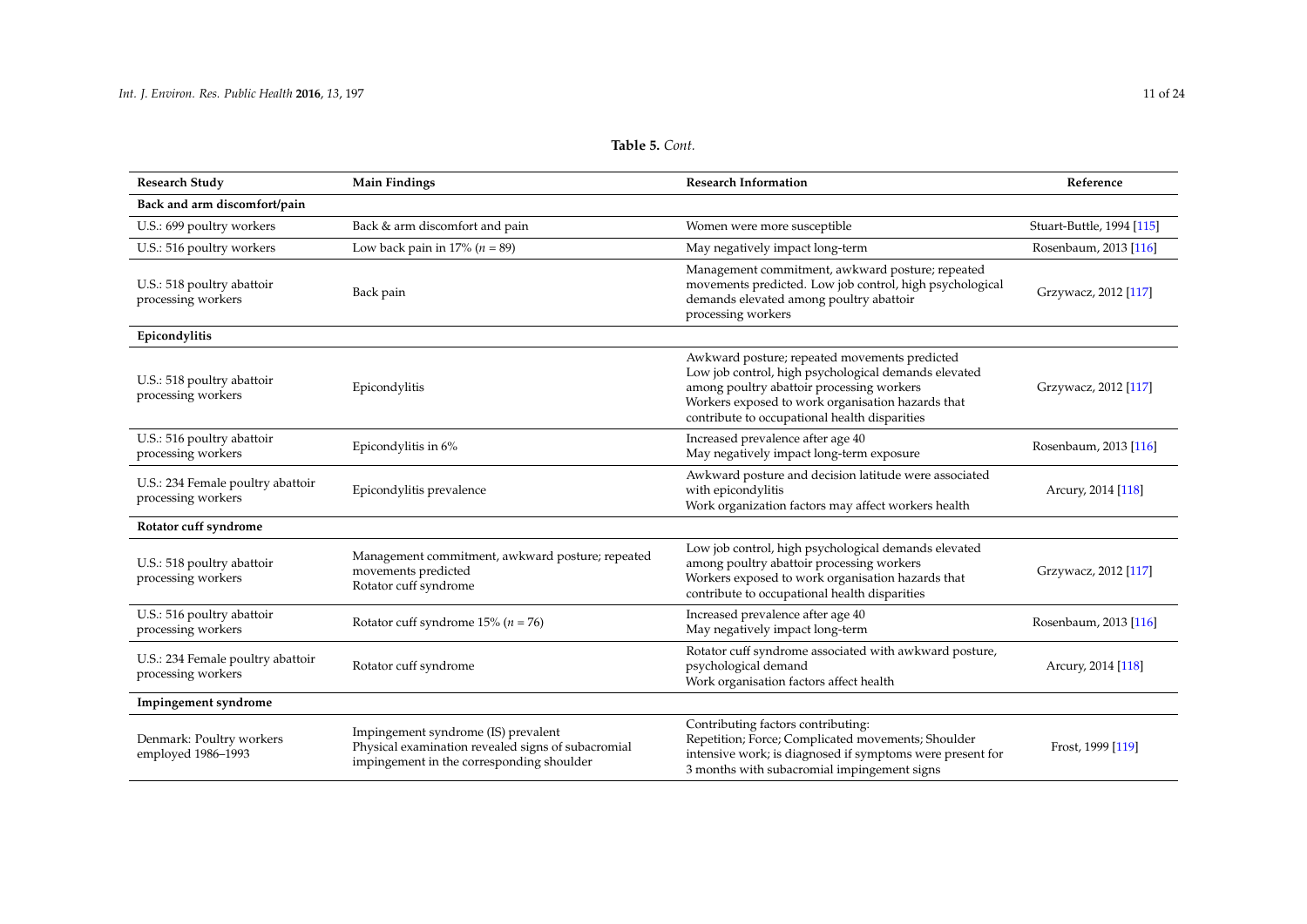**Table 5.** *Cont.*

| Research Study | Main Findings | Research Information | Reference |
|---|---|---|---|
| **Back and arm discomfort/pain** | | | |
| U.S.: 699 poultry workers | Back & arm discomfort and pain | Women were more susceptible | Stuart-Buttle, 1994 [115] |
| U.S.: 516 poultry workers | Low back pain in 17% ($n$ = 89) | May negatively impact long-term | Rosenbaum, 2013 [116] |
| U.S.: 518 poultry abattoir processing workers | Back pain | Management commitment, awkward posture; repeated movements predicted. Low job control, high psychological demands elevated among poultry abattoir processing workers | Grzywacz, 2012 [117] |
| **Epicondylitis** | | | |
| U.S.: 518 poultry abattoir processing workers | Epicondylitis | Awkward posture; repeated movements predicted Low job control, high psychological demands elevated among poultry abattoir processing workers Workers exposed to work organisation hazards that contribute to occupational health disparities | Grzywacz, 2012 [117] |
| U.S.: 516 poultry abattoir processing workers | Epicondylitis in 6% | Increased prevalence after age 40 May negatively impact long-term exposure | Rosenbaum, 2013 [116] |
| U.S.: 234 Female poultry abattoir processing workers | Epicondylitis prevalence | Awkward posture and decision latitude were associated with epicondylitis Work organization factors may affect workers health | Arcury, 2014 [118] |
| **Rotator cuff syndrome** | | | |
| U.S.: 518 poultry abattoir processing workers | Management commitment, awkward posture; repeated movements predicted Rotator cuff syndrome | Low job control, high psychological demands elevated among poultry abattoir processing workers Workers exposed to work organisation hazards that contribute to occupational health disparities | Grzywacz, 2012 [117] |
| U.S.: 516 poultry abattoir processing workers | Rotator cuff syndrome 15% ($n$ = 76) | Increased prevalence after age 40 May negatively impact long-term | Rosenbaum, 2013 [116] |
| U.S.: 234 Female poultry abattoir processing workers | Rotator cuff syndrome | Rotator cuff syndrome associated with awkward posture, psychological demand Work organisation factors affect health | Arcury, 2014 [118] |
| **Impingement syndrome** | | | |
| Denmark: Poultry workers employed 1986–1993 | Impingement syndrome (IS) prevalent Physical examination revealed signs of subacromial impingement in the corresponding shoulder | Contributing factors contributing: Repetition; Force; Complicated movements; Shoulder intensive work; is diagnosed if symptoms were present for 3 months with subacromial impingement signs | Frost, 1999 [119] |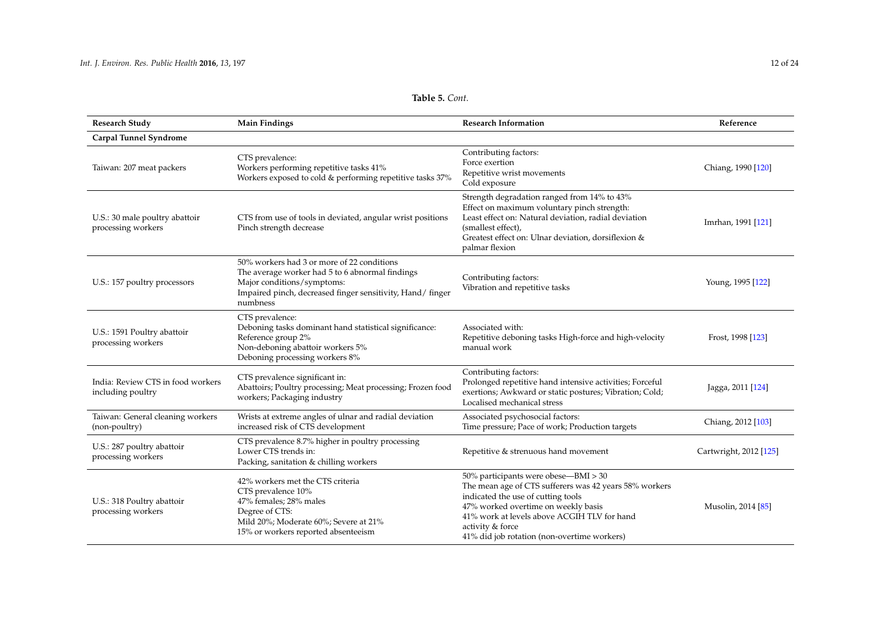**Table 5.** *Cont.*

| Research Study | Main Findings | Research Information | Reference |
|---|---|---|---|
| **Carpal Tunnel Syndrome** | | | |
| Taiwan: 207 meat packers | CTS prevalence:<br>Workers performing repetitive tasks 41%<br>Workers exposed to cold & performing repetitive tasks 37% | Contributing factors:<br>Force exertion<br>Repetitive wrist movements<br>Cold exposure | Chiang, 1990 [120] |
| U.S.: 30 male poultry abattoir processing workers | CTS from use of tools in deviated, angular wrist positions<br>Pinch strength decrease | Strength degradation ranged from 14% to 43%<br>Effect on maximum voluntary pinch strength:<br>Least effect on: Natural deviation, radial deviation (smallest effect),<br>Greatest effect on: Ulnar deviation, dorsiflexion & palmar flexion | Imrhan, 1991 [121] |
| U.S.: 157 poultry processors | 50% workers had 3 or more of 22 conditions<br>The average worker had 5 to 6 abnormal findings<br>Major conditions/symptoms:<br>Impaired pinch, decreased finger sensitivity, Hand/ finger numbness | Contributing factors:<br>Vibration and repetitive tasks | Young, 1995 [122] |
| U.S.: 1591 Poultry abattoir processing workers | CTS prevalence:<br>Deboning tasks dominant hand statistical significance:<br>Reference group 2%<br>Non-deboning abattoir workers 5%<br>Deboning processing workers 8% | Associated with:<br>Repetitive deboning tasks High-force and high-velocity manual work | Frost, 1998 [123] |
| India: Review CTS in food workers including poultry | CTS prevalence significant in:<br>Abattoirs; Poultry processing; Meat processing; Frozen food workers; Packaging industry | Contributing factors:<br>Prolonged repetitive hand intensive activities; Forceful exertions; Awkward or static postures; Vibration; Cold; Localised mechanical stress | Jagga, 2011 [124] |
| Taiwan: General cleaning workers (non-poultry) | Wrists at extreme angles of ulnar and radial deviation increased risk of CTS development | Associated psychosocial factors:<br>Time pressure; Pace of work; Production targets | Chiang, 2012 [103] |
| U.S.: 287 poultry abattoir processing workers | CTS prevalence 8.7% higher in poultry processing<br>Lower CTS trends in:<br>Packing, sanitation & chilling workers | Repetitive & strenuous hand movement | Cartwright, 2012 [125] |
| U.S.: 318 Poultry abattoir processing workers | 42% workers met the CTS criteria<br>CTS prevalence 10%<br>47% females; 28% males<br>Degree of CTS:<br>Mild 20%; Moderate 60%; Severe at 21%<br>15% or workers reported absenteeism | 50% participants were obese—BMI > 30<br>The mean age of CTS sufferers was 42 years 58% workers indicated the use of cutting tools<br>47% worked overtime on weekly basis<br>41% work at levels above ACGIH TLV for hand activity & force<br>41% did job rotation (non-overtime workers) | Musolin, 2014 [85] |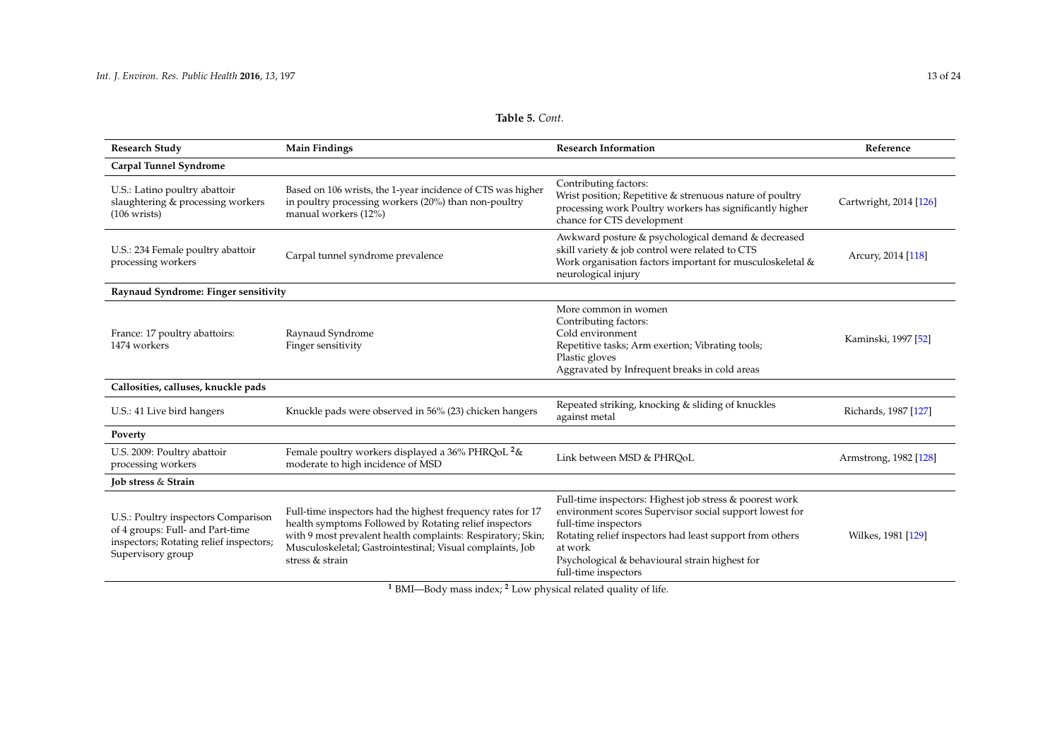**Table 5.** *Cont.*

| Research Study | Main Findings | Research Information | Reference |
|---|---|---|---|
| **Carpal Tunnel Syndrome** | | | |
| U.S.: Latino poultry abattoir slaughtering & processing workers (106 wrists) | Based on 106 wrists, the 1-year incidence of CTS was higher in poultry processing workers (20%) than non-poultry manual workers (12%) | Contributing factors: Wrist position; Repetitive & strenuous nature of poultry processing work Poultry workers has significantly higher chance for CTS development | Cartwright, 2014 [126] |
| U.S.: 234 Female poultry abattoir processing workers | Carpal tunnel syndrome prevalence | Awkward posture & psychological demand & decreased skill variety & job control were related to CTS Work organisation factors important for musculoskeletal & neurological injury | Arcury, 2014 [118] |
| **Raynaud Syndrome: Finger sensitivity** | | | |
| France: 17 poultry abattoirs: 1474 workers | Raynaud Syndrome Finger sensitivity | More common in women Contributing factors: Cold environment Repetitive tasks; Arm exertion; Vibrating tools; Plastic gloves Aggravated by Infrequent breaks in cold areas | Kaminski, 1997 [52] |
| **Callosities, calluses, knuckle pads** | | | |
| U.S.: 41 Live bird hangers | Knuckle pads were observed in 56% (23) chicken hangers | Repeated striking, knocking & sliding of knuckles against metal | Richards, 1987 [127] |
| **Poverty** | | | |
| U.S. 2009: Poultry abattoir processing workers | Female poultry workers displayed a 36% PHRQoL [2] & moderate to high incidence of MSD | Link between MSD & PHRQoL | Armstrong, 1982 [128] |
| **Job stress & Strain** | | | |
| U.S.: Poultry inspectors Comparison of 4 groups: Full- and Part-time inspectors; Rotating relief inspectors; Supervisory group | Full-time inspectors had the highest frequency rates for 17 health symptoms Followed by Rotating relief inspectors with 9 most prevalent health complaints: Respiratory; Skin; Musculoskeletal; Gastrointestinal; Visual complaints, Job stress & strain | Full-time inspectors: Highest job stress & poorest work environment scores Supervisor social support lowest for full-time inspectors Rotating relief inspectors had least support from others at work Psychological & behavioural strain highest for full-time inspectors | Wilkes, 1981 [129] |

[1] BMI—Body mass index; [2] Low physical related quality of life.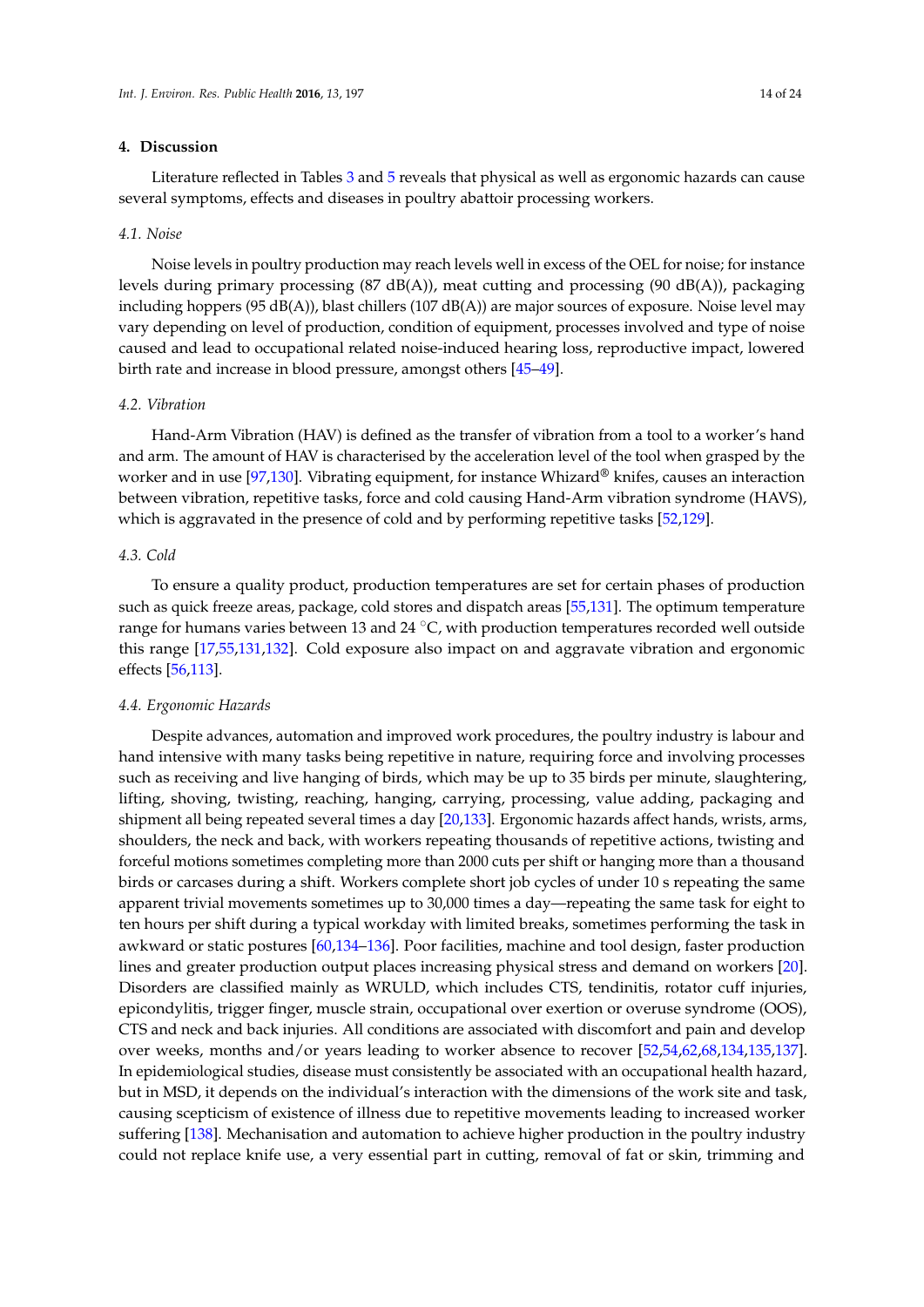## 4. Discussion

Literature reflected in Tables 3 and 5 reveals that physical as well as ergonomic hazards can cause several symptoms, effects and diseases in poultry abattoir processing workers.

### *4.1. Noise*

Noise levels in poultry production may reach levels well in excess of the OEL for noise; for instance levels during primary processing (87 dB(A)), meat cutting and processing (90 dB(A)), packaging including hoppers (95 dB(A)), blast chillers (107 dB(A)) are major sources of exposure. Noise level may vary depending on level of production, condition of equipment, processes involved and type of noise caused and lead to occupational related noise-induced hearing loss, reproductive impact, lowered birth rate and increase in blood pressure, amongst others [45–49].

### *4.2. Vibration*

Hand-Arm Vibration (HAV) is defined as the transfer of vibration from a tool to a worker's hand and arm. The amount of HAV is characterised by the acceleration level of the tool when grasped by the worker and in use [97,130]. Vibrating equipment, for instance Whizard® knifes, causes an interaction between vibration, repetitive tasks, force and cold causing Hand-Arm vibration syndrome (HAVS), which is aggravated in the presence of cold and by performing repetitive tasks [52,129].

### *4.3. Cold*

To ensure a quality product, production temperatures are set for certain phases of production such as quick freeze areas, package, cold stores and dispatch areas [55,131]. The optimum temperature range for humans varies between 13 and 24 °C, with production temperatures recorded well outside this range [17,55,131,132]. Cold exposure also impact on and aggravate vibration and ergonomic effects [56,113].

### *4.4. Ergonomic Hazards*

Despite advances, automation and improved work procedures, the poultry industry is labour and hand intensive with many tasks being repetitive in nature, requiring force and involving processes such as receiving and live hanging of birds, which may be up to 35 birds per minute, slaughtering, lifting, shoving, twisting, reaching, hanging, carrying, processing, value adding, packaging and shipment all being repeated several times a day [20,133]. Ergonomic hazards affect hands, wrists, arms, shoulders, the neck and back, with workers repeating thousands of repetitive actions, twisting and forceful motions sometimes completing more than 2000 cuts per shift or hanging more than a thousand birds or carcases during a shift. Workers complete short job cycles of under 10 s repeating the same apparent trivial movements sometimes up to 30,000 times a day—repeating the same task for eight to ten hours per shift during a typical workday with limited breaks, sometimes performing the task in awkward or static postures [60,134–136]. Poor facilities, machine and tool design, faster production lines and greater production output places increasing physical stress and demand on workers [20]. Disorders are classified mainly as WRULD, which includes CTS, tendinitis, rotator cuff injuries, epicondylitis, trigger finger, muscle strain, occupational over exertion or overuse syndrome (OOS), CTS and neck and back injuries. All conditions are associated with discomfort and pain and develop over weeks, months and/or years leading to worker absence to recover [52,54,62,68,134,135,137]. In epidemiological studies, disease must consistently be associated with an occupational health hazard, but in MSD, it depends on the individual's interaction with the dimensions of the work site and task, causing scepticism of existence of illness due to repetitive movements leading to increased worker suffering [138]. Mechanisation and automation to achieve higher production in the poultry industry could not replace knife use, a very essential part in cutting, removal of fat or skin, trimming and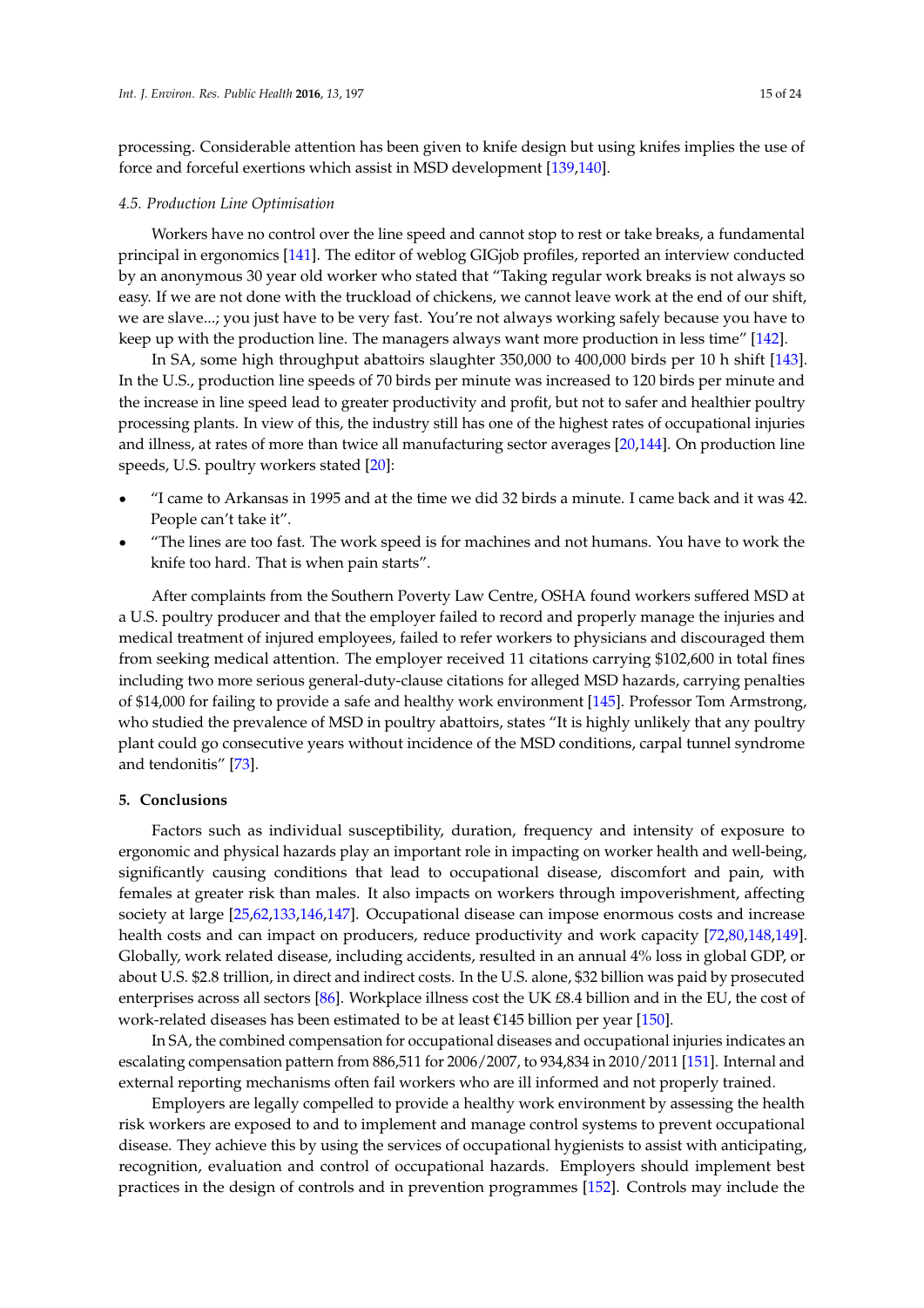processing. Considerable attention has been given to knife design but using knifes implies the use of force and forceful exertions which assist in MSD development [139,140].

### 4.5. Production Line Optimisation

Workers have no control over the line speed and cannot stop to rest or take breaks, a fundamental principal in ergonomics [141]. The editor of weblog GIGjob profiles, reported an interview conducted by an anonymous 30 year old worker who stated that "Taking regular work breaks is not always so easy. If we are not done with the truckload of chickens, we cannot leave work at the end of our shift, we are slave...; you just have to be very fast. You're not always working safely because you have to keep up with the production line. The managers always want more production in less time" [142].

In SA, some high throughput abattoirs slaughter 350,000 to 400,000 birds per 10 h shift [143]. In the U.S., production line speeds of 70 birds per minute was increased to 120 birds per minute and the increase in line speed lead to greater productivity and profit, but not to safer and healthier poultry processing plants. In view of this, the industry still has one of the highest rates of occupational injuries and illness, at rates of more than twice all manufacturing sector averages [20,144]. On production line speeds, U.S. poultry workers stated [20]:

- "I came to Arkansas in 1995 and at the time we did 32 birds a minute. I came back and it was 42. People can't take it".
- "The lines are too fast. The work speed is for machines and not humans. You have to work the knife too hard. That is when pain starts".

After complaints from the Southern Poverty Law Centre, OSHA found workers suffered MSD at a U.S. poultry producer and that the employer failed to record and properly manage the injuries and medical treatment of injured employees, failed to refer workers to physicians and discouraged them from seeking medical attention. The employer received 11 citations carrying $102,600 in total fines including two more serious general-duty-clause citations for alleged MSD hazards, carrying penalties of $14,000 for failing to provide a safe and healthy work environment [145]. Professor Tom Armstrong, who studied the prevalence of MSD in poultry abattoirs, states "It is highly unlikely that any poultry plant could go consecutive years without incidence of the MSD conditions, carpal tunnel syndrome and tendonitis" [73].

## 5. Conclusions

Factors such as individual susceptibility, duration, frequency and intensity of exposure to ergonomic and physical hazards play an important role in impacting on worker health and well-being, significantly causing conditions that lead to occupational disease, discomfort and pain, with females at greater risk than males. It also impacts on workers through impoverishment, affecting society at large [25,62,133,146,147]. Occupational disease can impose enormous costs and increase health costs and can impact on producers, reduce productivity and work capacity [72,80,148,149]. Globally, work related disease, including accidents, resulted in an annual 4% loss in global GDP, or about U.S. $2.8 trillion, in direct and indirect costs. In the U.S. alone, $32 billion was paid by prosecuted enterprises across all sectors [86]. Workplace illness cost the UK £8.4 billion and in the EU, the cost of work-related diseases has been estimated to be at least €145 billion per year [150].

In SA, the combined compensation for occupational diseases and occupational injuries indicates an escalating compensation pattern from 886,511 for 2006/2007, to 934,834 in 2010/2011 [151]. Internal and external reporting mechanisms often fail workers who are ill informed and not properly trained.

Employers are legally compelled to provide a healthy work environment by assessing the health risk workers are exposed to and to implement and manage control systems to prevent occupational disease. They achieve this by using the services of occupational hygienists to assist with anticipating, recognition, evaluation and control of occupational hazards. Employers should implement best practices in the design of controls and in prevention programmes [152]. Controls may include the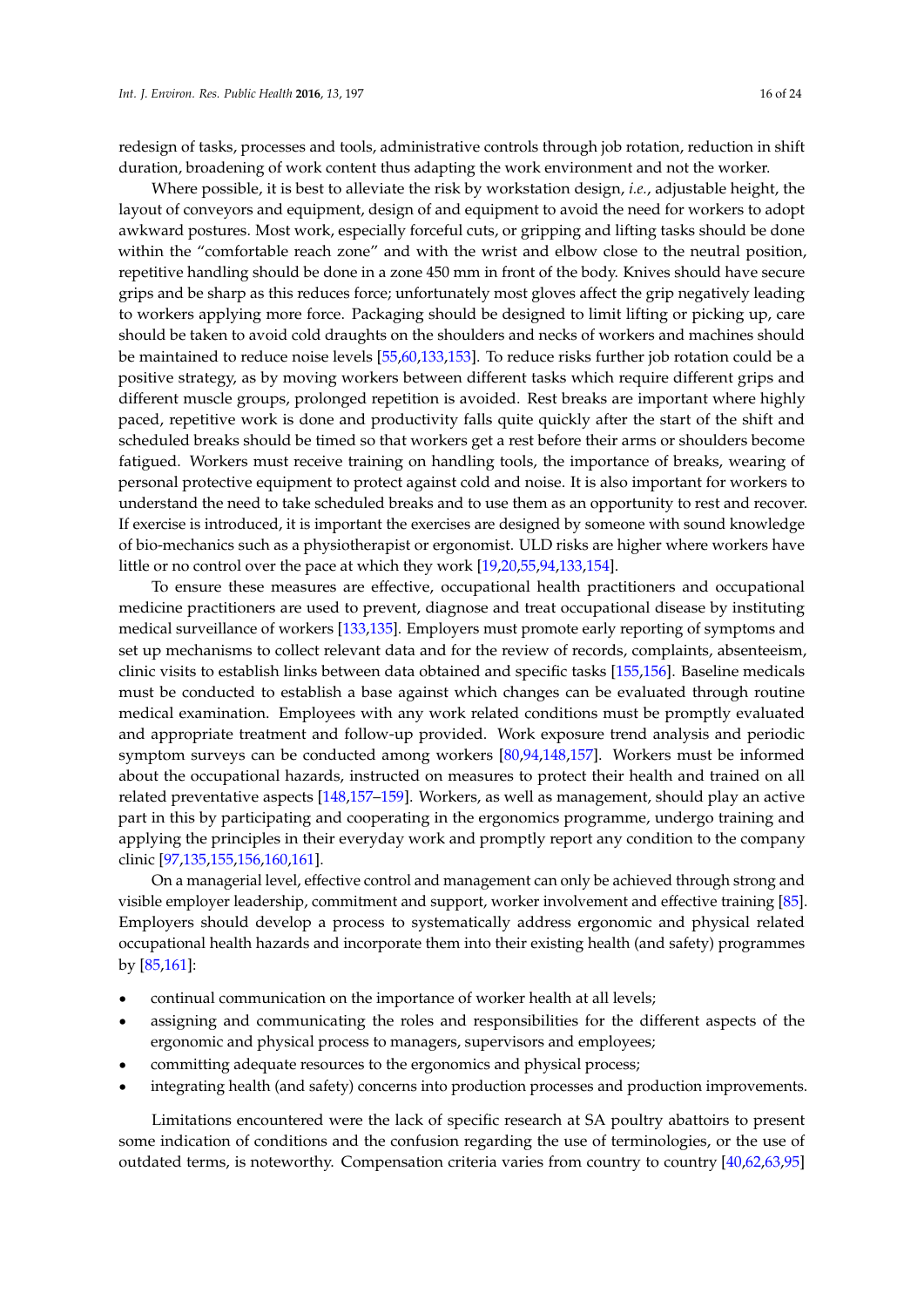redesign of tasks, processes and tools, administrative controls through job rotation, reduction in shift duration, broadening of work content thus adapting the work environment and not the worker.

Where possible, it is best to alleviate the risk by workstation design, *i.e.*, adjustable height, the layout of conveyors and equipment, design of and equipment to avoid the need for workers to adopt awkward postures. Most work, especially forceful cuts, or gripping and lifting tasks should be done within the "comfortable reach zone" and with the wrist and elbow close to the neutral position, repetitive handling should be done in a zone 450 mm in front of the body. Knives should have secure grips and be sharp as this reduces force; unfortunately most gloves affect the grip negatively leading to workers applying more force. Packaging should be designed to limit lifting or picking up, care should be taken to avoid cold draughts on the shoulders and necks of workers and machines should be maintained to reduce noise levels [55,60,133,153]. To reduce risks further job rotation could be a positive strategy, as by moving workers between different tasks which require different grips and different muscle groups, prolonged repetition is avoided. Rest breaks are important where highly paced, repetitive work is done and productivity falls quite quickly after the start of the shift and scheduled breaks should be timed so that workers get a rest before their arms or shoulders become fatigued. Workers must receive training on handling tools, the importance of breaks, wearing of personal protective equipment to protect against cold and noise. It is also important for workers to understand the need to take scheduled breaks and to use them as an opportunity to rest and recover. If exercise is introduced, it is important the exercises are designed by someone with sound knowledge of bio-mechanics such as a physiotherapist or ergonomist. ULD risks are higher where workers have little or no control over the pace at which they work [19,20,55,94,133,154].

To ensure these measures are effective, occupational health practitioners and occupational medicine practitioners are used to prevent, diagnose and treat occupational disease by instituting medical surveillance of workers [133,135]. Employers must promote early reporting of symptoms and set up mechanisms to collect relevant data and for the review of records, complaints, absenteeism, clinic visits to establish links between data obtained and specific tasks [155,156]. Baseline medicals must be conducted to establish a base against which changes can be evaluated through routine medical examination. Employees with any work related conditions must be promptly evaluated and appropriate treatment and follow-up provided. Work exposure trend analysis and periodic symptom surveys can be conducted among workers [80,94,148,157]. Workers must be informed about the occupational hazards, instructed on measures to protect their health and trained on all related preventative aspects [148,157–159]. Workers, as well as management, should play an active part in this by participating and cooperating in the ergonomics programme, undergo training and applying the principles in their everyday work and promptly report any condition to the company clinic [97,135,155,156,160,161].

On a managerial level, effective control and management can only be achieved through strong and visible employer leadership, commitment and support, worker involvement and effective training [85]. Employers should develop a process to systematically address ergonomic and physical related occupational health hazards and incorporate them into their existing health (and safety) programmes by [85,161]:

- continual communication on the importance of worker health at all levels;
- assigning and communicating the roles and responsibilities for the different aspects of the ergonomic and physical process to managers, supervisors and employees;
- committing adequate resources to the ergonomics and physical process;
- integrating health (and safety) concerns into production processes and production improvements.

Limitations encountered were the lack of specific research at SA poultry abattoirs to present some indication of conditions and the confusion regarding the use of terminologies, or the use of outdated terms, is noteworthy. Compensation criteria varies from country to country [40,62,63,95]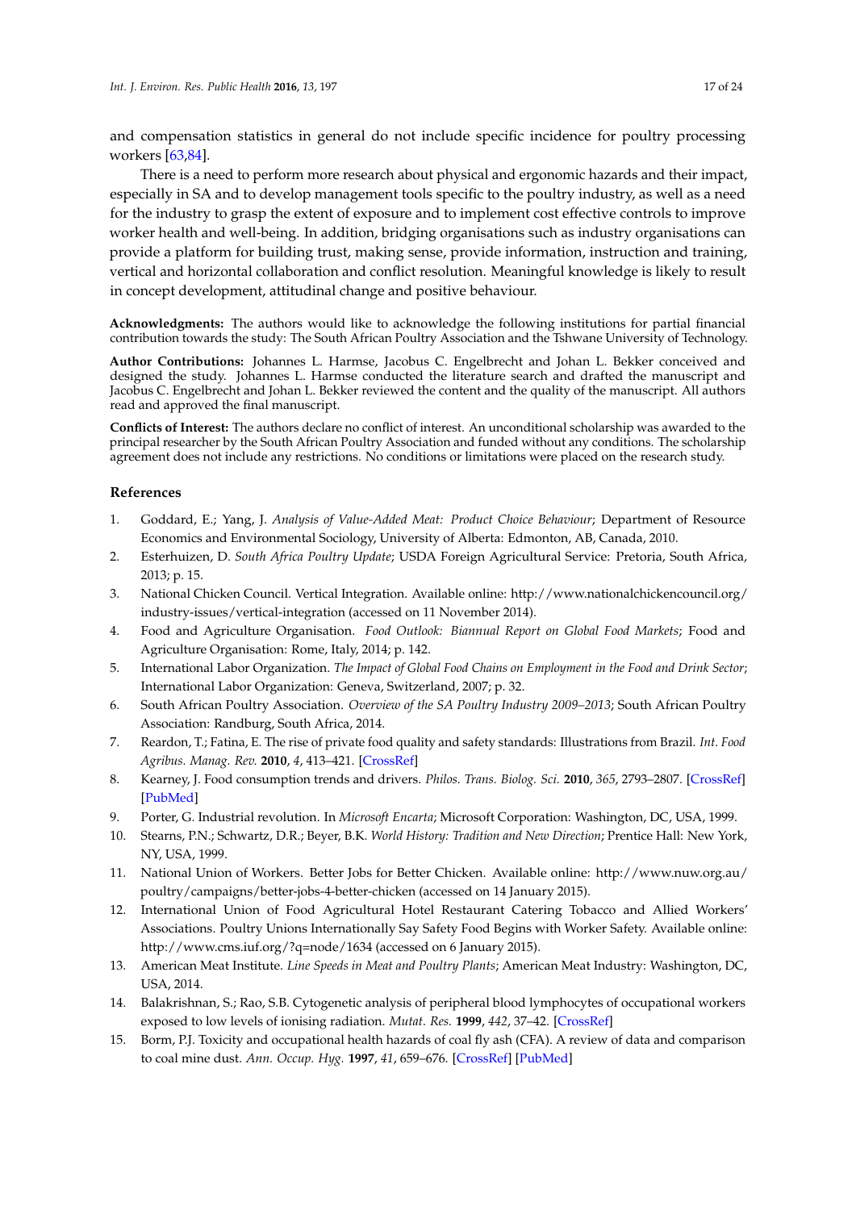and compensation statistics in general do not include specific incidence for poultry processing workers [63,84].

There is a need to perform more research about physical and ergonomic hazards and their impact, especially in SA and to develop management tools specific to the poultry industry, as well as a need for the industry to grasp the extent of exposure and to implement cost effective controls to improve worker health and well-being. In addition, bridging organisations such as industry organisations can provide a platform for building trust, making sense, provide information, instruction and training, vertical and horizontal collaboration and conflict resolution. Meaningful knowledge is likely to result in concept development, attitudinal change and positive behaviour.

**Acknowledgments:** The authors would like to acknowledge the following institutions for partial financial contribution towards the study: The South African Poultry Association and the Tshwane University of Technology.

**Author Contributions:** Johannes L. Harmse, Jacobus C. Engelbrecht and Johan L. Bekker conceived and designed the study. Johannes L. Harmse conducted the literature search and drafted the manuscript and Jacobus C. Engelbrecht and Johan L. Bekker reviewed the content and the quality of the manuscript. All authors read and approved the final manuscript.

**Conflicts of Interest:** The authors declare no conflict of interest. An unconditional scholarship was awarded to the principal researcher by the South African Poultry Association and funded without any conditions. The scholarship agreement does not include any restrictions. No conditions or limitations were placed on the research study.

## References

1. Goddard, E.; Yang, J. *Analysis of Value-Added Meat: Product Choice Behaviour*; Department of Resource Economics and Environmental Sociology, University of Alberta: Edmonton, AB, Canada, 2010.
2. Esterhuizen, D. *South Africa Poultry Update*; USDA Foreign Agricultural Service: Pretoria, South Africa, 2013; p. 15.
3. National Chicken Council. Vertical Integration. Available online: http://www.nationalchickencouncil.org/industry-issues/vertical-integration (accessed on 11 November 2014).
4. Food and Agriculture Organisation. *Food Outlook: Biannual Report on Global Food Markets*; Food and Agriculture Organisation: Rome, Italy, 2014; p. 142.
5. International Labor Organization. *The Impact of Global Food Chains on Employment in the Food and Drink Sector*; International Labor Organization: Geneva, Switzerland, 2007; p. 32.
6. South African Poultry Association. *Overview of the SA Poultry Industry 2009–2013*; South African Poultry Association: Randburg, South Africa, 2014.
7. Reardon, T.; Fatina, E. The rise of private food quality and safety standards: Illustrations from Brazil. *Int. Food Agribus. Manag. Rev.* **2010**, *4*, 413–421. [CrossRef]
8. Kearney, J. Food consumption trends and drivers. *Philos. Trans. Biolog. Sci.* **2010**, *365*, 2793–2807. [CrossRef] [PubMed]
9. Porter, G. Industrial revolution. In *Microsoft Encarta*; Microsoft Corporation: Washington, DC, USA, 1999.
10. Stearns, P.N.; Schwartz, D.R.; Beyer, B.K. *World History: Tradition and New Direction*; Prentice Hall: New York, NY, USA, 1999.
11. National Union of Workers. Better Jobs for Better Chicken. Available online: http://www.nuw.org.au/poultry/campaigns/better-jobs-4-better-chicken (accessed on 14 January 2015).
12. International Union of Food Agricultural Hotel Restaurant Catering Tobacco and Allied Workers' Associations. Poultry Unions Internationally Say Safety Food Begins with Worker Safety. Available online: http://www.cms.iuf.org/?q=node/1634 (accessed on 6 January 2015).
13. American Meat Institute. *Line Speeds in Meat and Poultry Plants*; American Meat Industry: Washington, DC, USA, 2014.
14. Balakrishnan, S.; Rao, S.B. Cytogenetic analysis of peripheral blood lymphocytes of occupational workers exposed to low levels of ionising radiation. *Mutat. Res.* **1999**, *442*, 37–42. [CrossRef]
15. Borm, P.J. Toxicity and occupational health hazards of coal fly ash (CFA). A review of data and comparison to coal mine dust. *Ann. Occup. Hyg.* **1997**, *41*, 659–676. [CrossRef] [PubMed]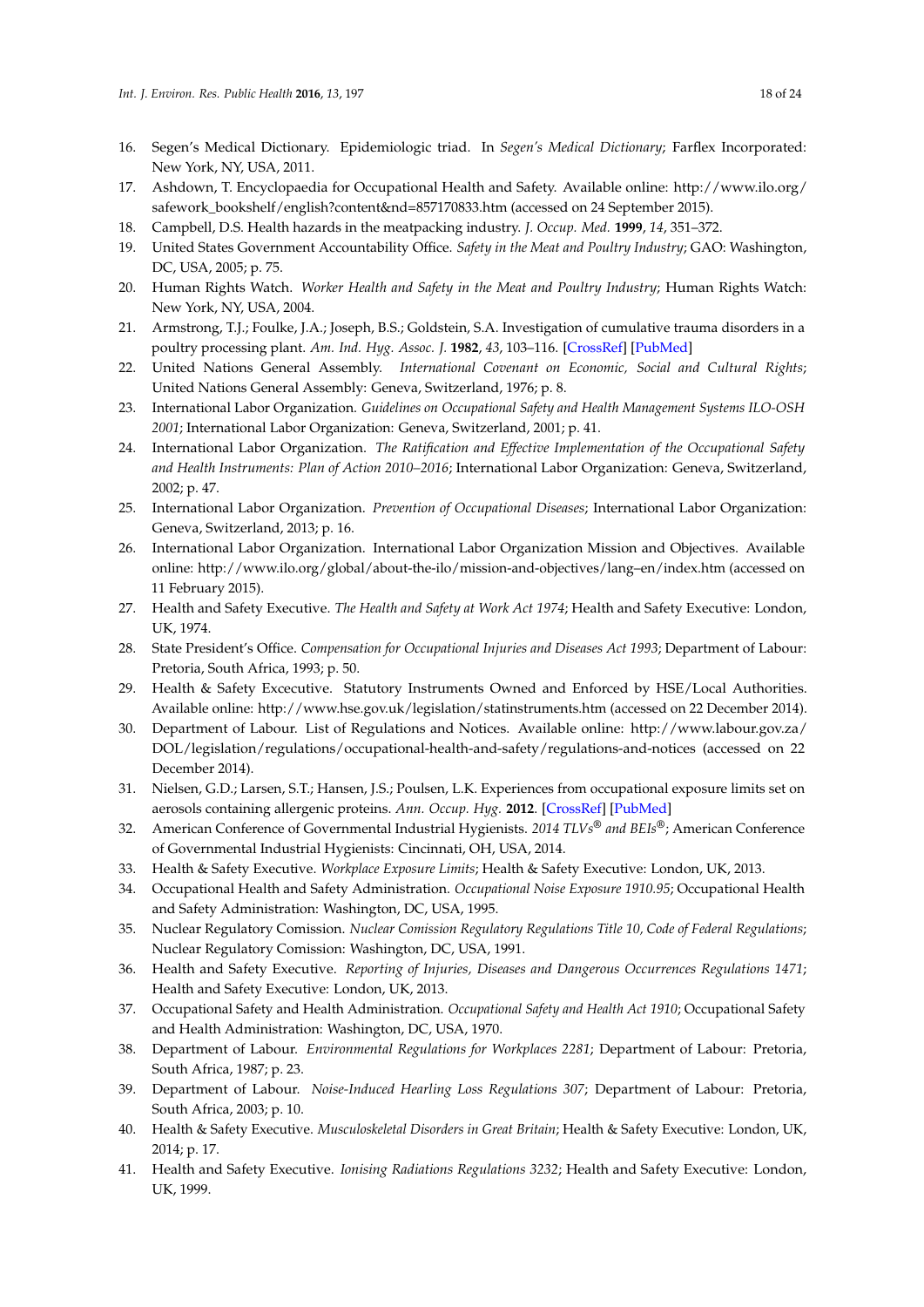16. Segen's Medical Dictionary. Epidemiologic triad. In *Segen's Medical Dictionary*; Farflex Incorporated: New York, NY, USA, 2011.
17. Ashdown, T. Encyclopaedia for Occupational Health and Safety. Available online: http://www.ilo.org/safework_bookshelf/english?content&nd=857170833.htm (accessed on 24 September 2015).
18. Campbell, D.S. Health hazards in the meatpacking industry. *J. Occup. Med.* **1999**, *14*, 351–372.
19. United States Government Accountability Office. *Safety in the Meat and Poultry Industry*; GAO: Washington, DC, USA, 2005; p. 75.
20. Human Rights Watch. *Worker Health and Safety in the Meat and Poultry Industry*; Human Rights Watch: New York, NY, USA, 2004.
21. Armstrong, T.J.; Foulke, J.A.; Joseph, B.S.; Goldstein, S.A. Investigation of cumulative trauma disorders in a poultry processing plant. *Am. Ind. Hyg. Assoc. J.* **1982**, *43*, 103–116. [CrossRef] [PubMed]
22. United Nations General Assembly. *International Covenant on Economic, Social and Cultural Rights*; United Nations General Assembly: Geneva, Switzerland, 1976; p. 8.
23. International Labor Organization. *Guidelines on Occupational Safety and Health Management Systems ILO-OSH 2001*; International Labor Organization: Geneva, Switzerland, 2001; p. 41.
24. International Labor Organization. *The Ratification and Effective Implementation of the Occupational Safety and Health Instruments: Plan of Action 2010–2016*; International Labor Organization: Geneva, Switzerland, 2002; p. 47.
25. International Labor Organization. *Prevention of Occupational Diseases*; International Labor Organization: Geneva, Switzerland, 2013; p. 16.
26. International Labor Organization. International Labor Organization Mission and Objectives. Available online: http://www.ilo.org/global/about-the-ilo/mission-and-objectives/lang–en/index.htm (accessed on 11 February 2015).
27. Health and Safety Executive. *The Health and Safety at Work Act 1974*; Health and Safety Executive: London, UK, 1974.
28. State President's Office. *Compensation for Occupational Injuries and Diseases Act 1993*; Department of Labour: Pretoria, South Africa, 1993; p. 50.
29. Health & Safety Excecutive. Statutory Instruments Owned and Enforced by HSE/Local Authorities. Available online: http://www.hse.gov.uk/legislation/statinstruments.htm (accessed on 22 December 2014).
30. Department of Labour. List of Regulations and Notices. Available online: http://www.labour.gov.za/DOL/legislation/regulations/occupational-health-and-safety/regulations-and-notices (accessed on 22 December 2014).
31. Nielsen, G.D.; Larsen, S.T.; Hansen, J.S.; Poulsen, L.K. Experiences from occupational exposure limits set on aerosols containing allergenic proteins. *Ann. Occup. Hyg.* **2012**. [CrossRef] [PubMed]
32. American Conference of Governmental Industrial Hygienists. *2014 TLVs® and BEIs®*; American Conference of Governmental Industrial Hygienists: Cincinnati, OH, USA, 2014.
33. Health & Safety Executive. *Workplace Exposure Limits*; Health & Safety Executive: London, UK, 2013.
34. Occupational Health and Safety Administration. *Occupational Noise Exposure 1910.95*; Occupational Health and Safety Administration: Washington, DC, USA, 1995.
35. Nuclear Regulatory Comission. *Nuclear Comission Regulatory Regulations Title 10, Code of Federal Regulations*; Nuclear Regulatory Comission: Washington, DC, USA, 1991.
36. Health and Safety Executive. *Reporting of Injuries, Diseases and Dangerous Occurrences Regulations 1471*; Health and Safety Executive: London, UK, 2013.
37. Occupational Safety and Health Administration. *Occupational Safety and Health Act 1910*; Occupational Safety and Health Administration: Washington, DC, USA, 1970.
38. Department of Labour. *Environmental Regulations for Workplaces 2281*; Department of Labour: Pretoria, South Africa, 1987; p. 23.
39. Department of Labour. *Noise-Induced Hearling Loss Regulations 307*; Department of Labour: Pretoria, South Africa, 2003; p. 10.
40. Health & Safety Executive. *Musculoskeletal Disorders in Great Britain*; Health & Safety Executive: London, UK, 2014; p. 17.
41. Health and Safety Executive. *Ionising Radiations Regulations 3232*; Health and Safety Executive: London, UK, 1999.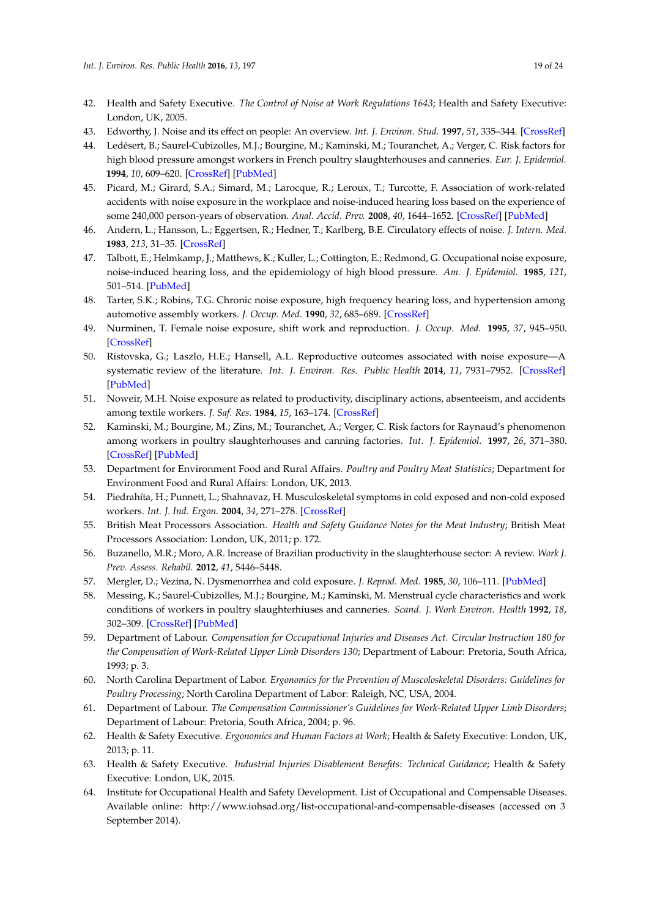42. Health and Safety Executive. *The Control of Noise at Work Regulations 1643*; Health and Safety Executive: London, UK, 2005.
43. Edworthy, J. Noise and its effect on people: An overview. *Int. J. Environ. Stud.* **1997**, *51*, 335–344. [CrossRef]
44. Ledésert, B.; Saurel-Cubizolles, M.J.; Bourgine, M.; Kaminski, M.; Touranchet, A.; Verger, C. Risk factors for high blood pressure amongst workers in French poultry slaughterhouses and canneries. *Eur. J. Epidemiol.* **1994**, *10*, 609–620. [CrossRef] [PubMed]
45. Picard, M.; Girard, S.A.; Simard, M.; Larocque, R.; Leroux, T.; Turcotte, F. Association of work-related accidents with noise exposure in the workplace and noise-induced hearing loss based on the experience of some 240,000 person-years of observation. *Anal. Accid. Prev.* **2008**, *40*, 1644–1652. [CrossRef] [PubMed]
46. Andern, L.; Hansson, L.; Eggertsen, R.; Hedner, T.; Karlberg, B.E. Circulatory effects of noise. *J. Intern. Med.* **1983**, *213*, 31–35. [CrossRef]
47. Talbott, E.; Helmkamp, J.; Matthews, K.; Kuller, L.; Cottington, E.; Redmond, G. Occupational noise exposure, noise-induced hearing loss, and the epidemiology of high blood pressure. *Am. J. Epidemiol.* **1985**, *121*, 501–514. [PubMed]
48. Tarter, S.K.; Robins, T.G. Chronic noise exposure, high frequency hearing loss, and hypertension among automotive assembly workers. *J. Occup. Med.* **1990**, *32*, 685–689. [CrossRef]
49. Nurminen, T. Female noise exposure, shift work and reproduction. *J. Occup. Med.* **1995**, *37*, 945–950. [CrossRef]
50. Ristovska, G.; Laszlo, H.E.; Hansell, A.L. Reproductive outcomes associated with noise exposure—A systematic review of the literature. *Int. J. Environ. Res. Public Health* **2014**, *11*, 7931–7952. [CrossRef] [PubMed]
51. Noweir, M.H. Noise exposure as related to productivity, disciplinary actions, absenteeism, and accidents among textile workers. *J. Saf. Res.* **1984**, *15*, 163–174. [CrossRef]
52. Kaminski, M.; Bourgine, M.; Zins, M.; Touranchet, A.; Verger, C. Risk factors for Raynaud's phenomenon among workers in poultry slaughterhouses and canning factories. *Int. J. Epidemiol.* **1997**, *26*, 371–380. [CrossRef] [PubMed]
53. Department for Environment Food and Rural Affairs. *Poultry and Poultry Meat Statistics*; Department for Environment Food and Rural Affairs: London, UK, 2013.
54. Piedrahíta, H.; Punnett, L.; Shahnavaz, H. Musculoskeletal symptoms in cold exposed and non-cold exposed workers. *Int. J. Ind. Ergon.* **2004**, *34*, 271–278. [CrossRef]
55. British Meat Processors Association. *Health and Safety Guidance Notes for the Meat Industry*; British Meat Processors Association: London, UK, 2011; p. 172.
56. Buzanello, M.R.; Moro, A.R. Increase of Brazilian productivity in the slaughterhouse sector: A review. *Work J. Prev. Assess. Rehabil.* **2012**, *41*, 5446–5448.
57. Mergler, D.; Vezina, N. Dysmenorrhea and cold exposure. *J. Reprod. Med.* **1985**, *30*, 106–111. [PubMed]
58. Messing, K.; Saurel-Cubizolles, M.J.; Bourgine, M.; Kaminski, M. Menstrual cycle characteristics and work conditions of workers in poultry slaughterhiuses and canneries. *Scand. J. Work Environ. Health* **1992**, *18*, 302–309. [CrossRef] [PubMed]
59. Department of Labour. *Compensation for Occupational Injuries and Diseases Act. Circular Instruction 180 for the Compensation of Work-Related Upper Limb Disorders 130*; Department of Labour: Pretoria, South Africa, 1993; p. 3.
60. North Carolina Department of Labor. *Ergonomics for the Prevention of Muscoloskeletal Disorders: Guidelines for Poultry Processing*; North Carolina Department of Labor: Raleigh, NC, USA, 2004.
61. Department of Labour. *The Compensation Commissioner's Guidelines for Work-Related Upper Limb Disorders*; Department of Labour: Pretoria, South Africa, 2004; p. 96.
62. Health & Safety Executive. *Ergonomics and Human Factors at Work*; Health & Safety Executive: London, UK, 2013; p. 11.
63. Health & Safety Executive. *Industrial Injuries Disablement Benefits: Technical Guidance*; Health & Safety Executive: London, UK, 2015.
64. Institute for Occupational Health and Safety Development. List of Occupational and Compensable Diseases. Available online: http://www.iohsad.org/list-occupational-and-compensable-diseases (accessed on 3 September 2014).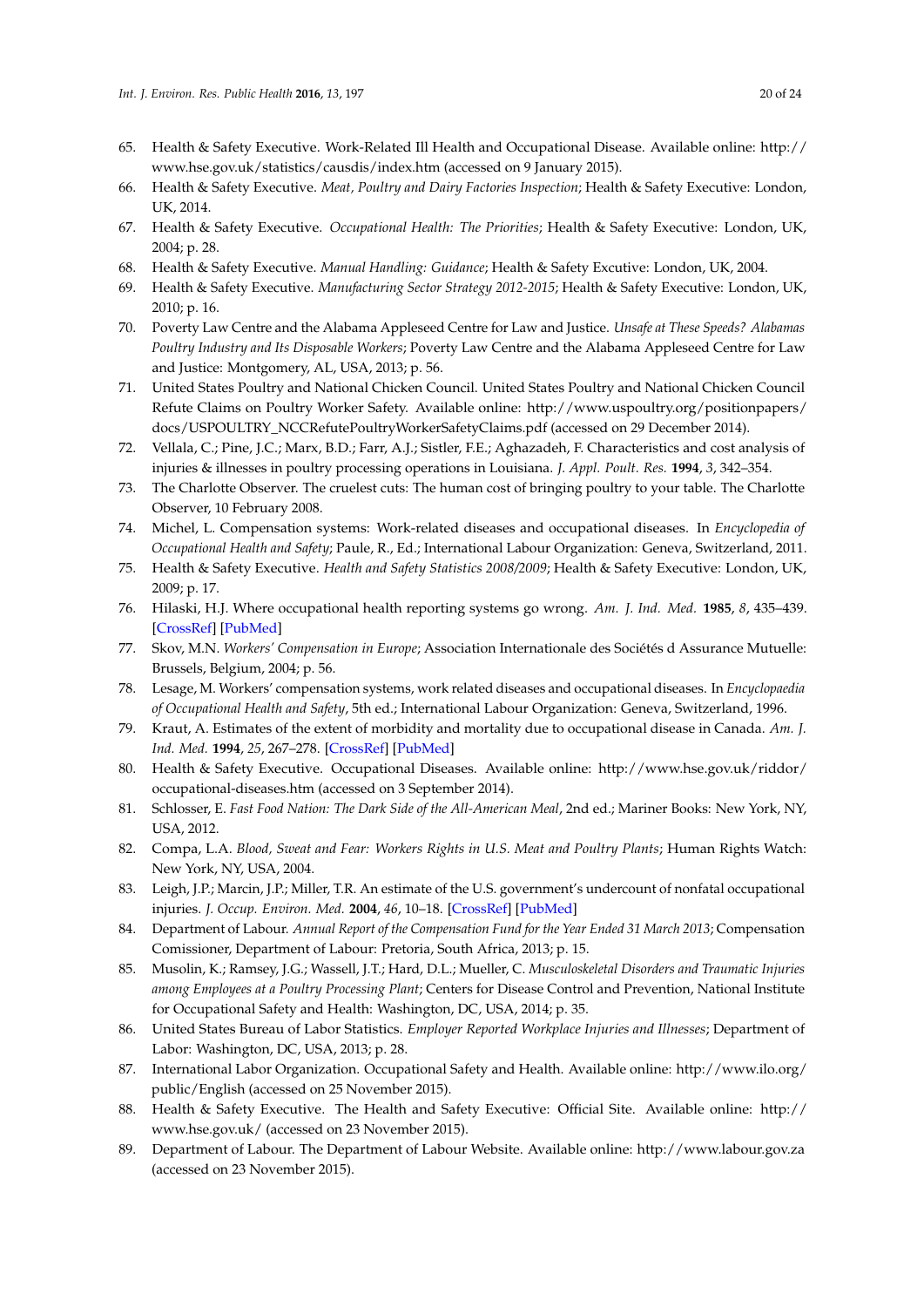65. Health & Safety Executive. Work-Related Ill Health and Occupational Disease. Available online: http://www.hse.gov.uk/statistics/causdis/index.htm (accessed on 9 January 2015).
66. Health & Safety Executive. *Meat, Poultry and Dairy Factories Inspection*; Health & Safety Executive: London, UK, 2014.
67. Health & Safety Executive. *Occupational Health: The Priorities*; Health & Safety Executive: London, UK, 2004; p. 28.
68. Health & Safety Executive. *Manual Handling: Guidance*; Health & Safety Excutive: London, UK, 2004.
69. Health & Safety Executive. *Manufacturing Sector Strategy 2012-2015*; Health & Safety Executive: London, UK, 2010; p. 16.
70. Poverty Law Centre and the Alabama Appleseed Centre for Law and Justice. *Unsafe at These Speeds? Alabamas Poultry Industry and Its Disposable Workers*; Poverty Law Centre and the Alabama Appleseed Centre for Law and Justice: Montgomery, AL, USA, 2013; p. 56.
71. United States Poultry and National Chicken Council. United States Poultry and National Chicken Council Refute Claims on Poultry Worker Safety. Available online: http://www.uspoultry.org/positionpapers/docs/USPOULTRY_NCCRefutePoultryWorkerSafetyClaims.pdf (accessed on 29 December 2014).
72. Vellala, C.; Pine, J.C.; Marx, B.D.; Farr, A.J.; Sistler, F.E.; Aghazadeh, F. Characteristics and cost analysis of injuries & illnesses in poultry processing operations in Louisiana. *J. Appl. Poult. Res.* **1994**, *3*, 342–354.
73. The Charlotte Observer. The cruelest cuts: The human cost of bringing poultry to your table. The Charlotte Observer, 10 February 2008.
74. Michel, L. Compensation systems: Work-related diseases and occupational diseases. In *Encyclopedia of Occupational Health and Safety*; Paule, R., Ed.; International Labour Organization: Geneva, Switzerland, 2011.
75. Health & Safety Executive. *Health and Safety Statistics 2008/2009*; Health & Safety Executive: London, UK, 2009; p. 17.
76. Hilaski, H.J. Where occupational health reporting systems go wrong. *Am. J. Ind. Med.* **1985**, *8*, 435–439. [CrossRef] [PubMed]
77. Skov, M.N. *Workers' Compensation in Europe*; Association Internationale des Sociétés d Assurance Mutuelle: Brussels, Belgium, 2004; p. 56.
78. Lesage, M. Workers' compensation systems, work related diseases and occupational diseases. In *Encyclopaedia of Occupational Health and Safety*, 5th ed.; International Labour Organization: Geneva, Switzerland, 1996.
79. Kraut, A. Estimates of the extent of morbidity and mortality due to occupational disease in Canada. *Am. J. Ind. Med.* **1994**, *25*, 267–278. [CrossRef] [PubMed]
80. Health & Safety Executive. Occupational Diseases. Available online: http://www.hse.gov.uk/riddor/occupational-diseases.htm (accessed on 3 September 2014).
81. Schlosser, E. *Fast Food Nation: The Dark Side of the All-American Meal*, 2nd ed.; Mariner Books: New York, NY, USA, 2012.
82. Compa, L.A. *Blood, Sweat and Fear: Workers Rights in U.S. Meat and Poultry Plants*; Human Rights Watch: New York, NY, USA, 2004.
83. Leigh, J.P.; Marcin, J.P.; Miller, T.R. An estimate of the U.S. government's undercount of nonfatal occupational injuries. *J. Occup. Environ. Med.* **2004**, *46*, 10–18. [CrossRef] [PubMed]
84. Department of Labour. *Annual Report of the Compensation Fund for the Year Ended 31 March 2013*; Compensation Comissioner, Department of Labour: Pretoria, South Africa, 2013; p. 15.
85. Musolin, K.; Ramsey, J.G.; Wassell, J.T.; Hard, D.L.; Mueller, C. *Musculoskeletal Disorders and Traumatic Injuries among Employees at a Poultry Processing Plant*; Centers for Disease Control and Prevention, National Institute for Occupational Safety and Health: Washington, DC, USA, 2014; p. 35.
86. United States Bureau of Labor Statistics. *Employer Reported Workplace Injuries and Illnesses*; Department of Labor: Washington, DC, USA, 2013; p. 28.
87. International Labor Organization. Occupational Safety and Health. Available online: http://www.ilo.org/public/English (accessed on 25 November 2015).
88. Health & Safety Executive. The Health and Safety Executive: Official Site. Available online: http://www.hse.gov.uk/ (accessed on 23 November 2015).
89. Department of Labour. The Department of Labour Website. Available online: http://www.labour.gov.za (accessed on 23 November 2015).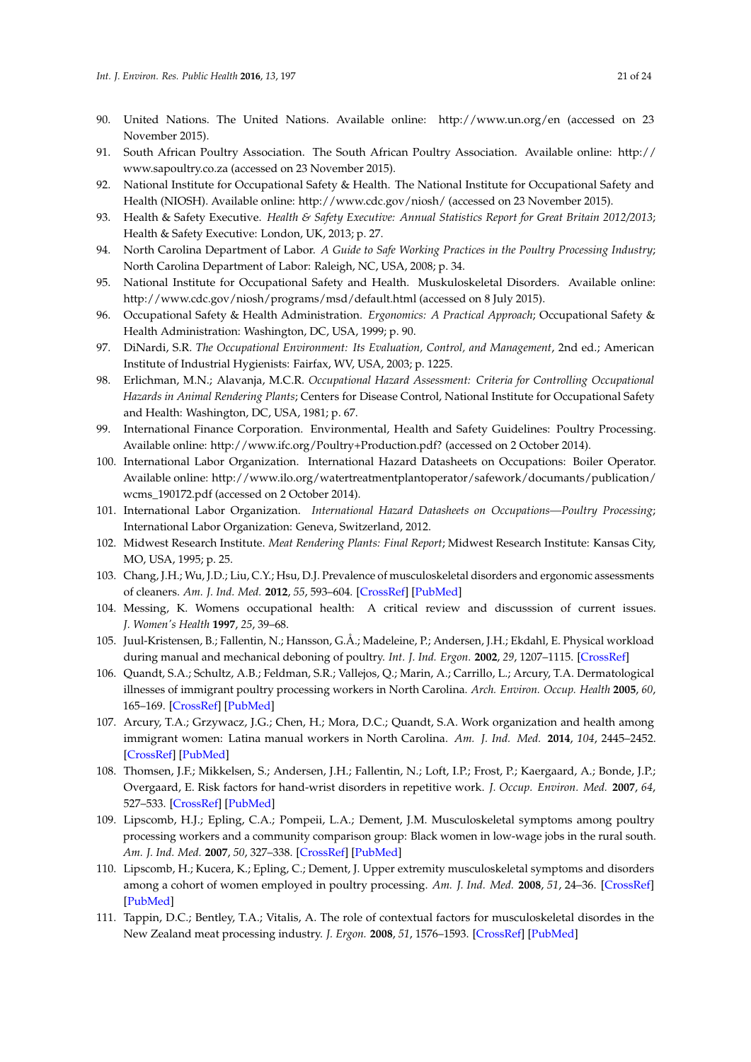90. United Nations. The United Nations. Available online: http://www.un.org/en (accessed on 23 November 2015).
91. South African Poultry Association. The South African Poultry Association. Available online: http://www.sapoultry.co.za (accessed on 23 November 2015).
92. National Institute for Occupational Safety & Health. The National Institute for Occupational Safety and Health (NIOSH). Available online: http://www.cdc.gov/niosh/ (accessed on 23 November 2015).
93. Health & Safety Executive. *Health & Safety Executive: Annual Statistics Report for Great Britain 2012/2013*; Health & Safety Executive: London, UK, 2013; p. 27.
94. North Carolina Department of Labor. *A Guide to Safe Working Practices in the Poultry Processing Industry*; North Carolina Department of Labor: Raleigh, NC, USA, 2008; p. 34.
95. National Institute for Occupational Safety and Health. Muskuloskeletal Disorders. Available online: http://www.cdc.gov/niosh/programs/msd/default.html (accessed on 8 July 2015).
96. Occupational Safety & Health Administration. *Ergonomics: A Practical Approach*; Occupational Safety & Health Administration: Washington, DC, USA, 1999; p. 90.
97. DiNardi, S.R. *The Occupational Environment: Its Evaluation, Control, and Management*, 2nd ed.; American Institute of Industrial Hygienists: Fairfax, WV, USA, 2003; p. 1225.
98. Erlichman, M.N.; Alavanja, M.C.R. *Occupational Hazard Assessment: Criteria for Controlling Occupational Hazards in Animal Rendering Plants*; Centers for Disease Control, National Institute for Occupational Safety and Health: Washington, DC, USA, 1981; p. 67.
99. International Finance Corporation. Environmental, Health and Safety Guidelines: Poultry Processing. Available online: http://www.ifc.org/Poultry+Production.pdf? (accessed on 2 October 2014).
100. International Labor Organization. International Hazard Datasheets on Occupations: Boiler Operator. Available online: http://www.ilo.org/watertreatmentplantoperator/safework/documents/publication/wcms_190172.pdf (accessed on 2 October 2014).
101. International Labor Organization. *International Hazard Datasheets on Occupations—Poultry Processing*; International Labor Organization: Geneva, Switzerland, 2012.
102. Midwest Research Institute. *Meat Rendering Plants: Final Report*; Midwest Research Institute: Kansas City, MO, USA, 1995; p. 25.
103. Chang, J.H.; Wu, J.D.; Liu, C.Y.; Hsu, D.J. Prevalence of musculoskeletal disorders and ergonomic assessments of cleaners. *Am. J. Ind. Med.* **2012**, *55*, 593–604. [CrossRef] [PubMed]
104. Messing, K. Womens occupational health: A critical review and discusssion of current issues. *J. Women's Health* **1997**, *25*, 39–68.
105. Juul-Kristensen, B.; Fallentin, N.; Hansson, G.Å.; Madeleine, P.; Andersen, J.H.; Ekdahl, E. Physical workload during manual and mechanical deboning of poultry. *Int. J. Ind. Ergon.* **2002**, *29*, 1207–1115. [CrossRef]
106. Quandt, S.A.; Schultz, A.B.; Feldman, S.R.; Vallejos, Q.; Marin, A.; Carrillo, L.; Arcury, T.A. Dermatological illnesses of immigrant poultry processing workers in North Carolina. *Arch. Environ. Occup. Health* **2005**, *60*, 165–169. [CrossRef] [PubMed]
107. Arcury, T.A.; Grzywacz, J.G.; Chen, H.; Mora, D.C.; Quandt, S.A. Work organization and health among immigrant women: Latina manual workers in North Carolina. *Am. J. Ind. Med.* **2014**, *104*, 2445–2452. [CrossRef] [PubMed]
108. Thomsen, J.F.; Mikkelsen, S.; Andersen, J.H.; Fallentin, N.; Loft, I.P.; Frost, P.; Kaergaard, A.; Bonde, J.P.; Overgaard, E. Risk factors for hand-wrist disorders in repetitive work. *J. Occup. Environ. Med.* **2007**, *64*, 527–533. [CrossRef] [PubMed]
109. Lipscomb, H.J.; Epling, C.A.; Pompeii, L.A.; Dement, J.M. Musculoskeletal symptoms among poultry processing workers and a community comparison group: Black women in low-wage jobs in the rural south. *Am. J. Ind. Med.* **2007**, *50*, 327–338. [CrossRef] [PubMed]
110. Lipscomb, H.; Kucera, K.; Epling, C.; Dement, J. Upper extremity musculoskeletal symptoms and disorders among a cohort of women employed in poultry processing. *Am. J. Ind. Med.* **2008**, *51*, 24–36. [CrossRef] [PubMed]
111. Tappin, D.C.; Bentley, T.A.; Vitalis, A. The role of contextual factors for musculoskeletal disordes in the New Zealand meat processing industry. *J. Ergon.* **2008**, *51*, 1576–1593. [CrossRef] [PubMed]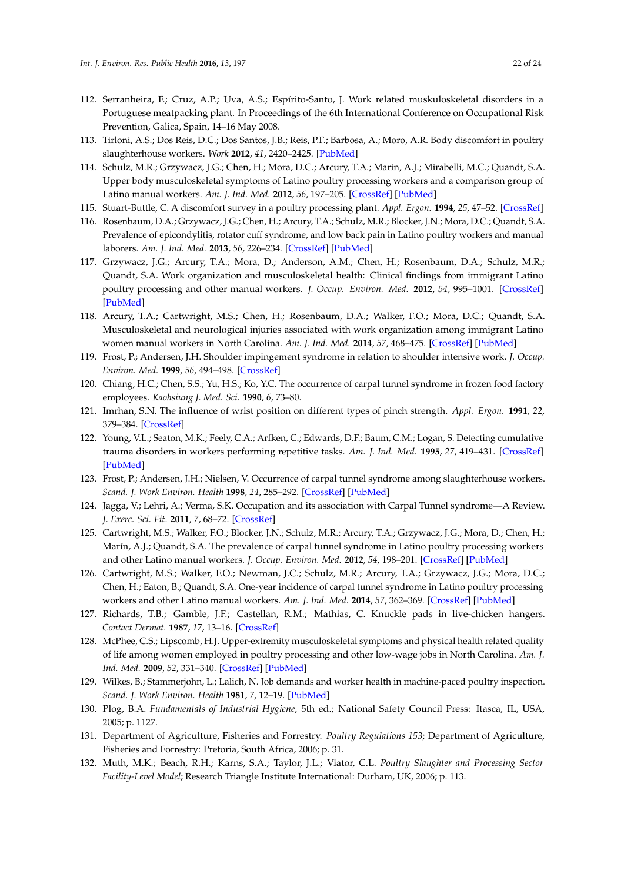112. Serranheira, F.; Cruz, A.P.; Uva, A.S.; Espírito-Santo, J. Work related muskuloskeletal disorders in a Portuguese meatpacking plant. In Proceedings of the 6th International Conference on Occupational Risk Prevention, Galica, Spain, 14–16 May 2008.
113. Tirloni, A.S.; Dos Reis, D.C.; Dos Santos, J.B.; Reis, P.F.; Barbosa, A.; Moro, A.R. Body discomfort in poultry slaughterhouse workers. *Work* **2012**, *41*, 2420–2425. [PubMed]
114. Schulz, M.R.; Grzywacz, J.G.; Chen, H.; Mora, D.C.; Arcury, T.A.; Marin, A.J.; Mirabelli, M.C.; Quandt, S.A. Upper body musculoskeletal symptoms of Latino poultry processing workers and a comparison group of Latino manual workers. *Am. J. Ind. Med.* **2012**, *56*, 197–205. [CrossRef] [PubMed]
115. Stuart-Buttle, C. A discomfort survey in a poultry processing plant. *Appl. Ergon.* **1994**, *25*, 47–52. [CrossRef]
116. Rosenbaum, D.A.; Grzywacz, J.G.; Chen, H.; Arcury, T.A.; Schulz, M.R.; Blocker, J.N.; Mora, D.C.; Quandt, S.A. Prevalence of epicondylitis, rotator cuff syndrome, and low back pain in Latino poultry workers and manual laborers. *Am. J. Ind. Med.* **2013**, *56*, 226–234. [CrossRef] [PubMed]
117. Grzywacz, J.G.; Arcury, T.A.; Mora, D.; Anderson, A.M.; Chen, H.; Rosenbaum, D.A.; Schulz, M.R.; Quandt, S.A. Work organization and musculoskeletal health: Clinical findings from immigrant Latino poultry processing and other manual workers. *J. Occup. Environ. Med.* **2012**, *54*, 995–1001. [CrossRef] [PubMed]
118. Arcury, T.A.; Cartwright, M.S.; Chen, H.; Rosenbaum, D.A.; Walker, F.O.; Mora, D.C.; Quandt, S.A. Musculoskeletal and neurological injuries associated with work organization among immigrant Latino women manual workers in North Carolina. *Am. J. Ind. Med.* **2014**, *57*, 468–475. [CrossRef] [PubMed]
119. Frost, P.; Andersen, J.H. Shoulder impingement syndrome in relation to shoulder intensive work. *J. Occup. Environ. Med.* **1999**, *56*, 494–498. [CrossRef]
120. Chiang, H.C.; Chen, S.S.; Yu, H.S.; Ko, Y.C. The occurrence of carpal tunnel syndrome in frozen food factory employees. *Kaohsiung J. Med. Sci.* **1990**, *6*, 73–80.
121. Imrhan, S.N. The influence of wrist position on different types of pinch strength. *Appl. Ergon.* **1991**, *22*, 379–384. [CrossRef]
122. Young, V.L.; Seaton, M.K.; Feely, C.A.; Arfken, C.; Edwards, D.F.; Baum, C.M.; Logan, S. Detecting cumulative trauma disorders in workers performing repetitive tasks. *Am. J. Ind. Med.* **1995**, *27*, 419–431. [CrossRef] [PubMed]
123. Frost, P.; Andersen, J.H.; Nielsen, V. Occurrence of carpal tunnel syndrome among slaughterhouse workers. *Scand. J. Work Environ. Health* **1998**, *24*, 285–292. [CrossRef] [PubMed]
124. Jagga, V.; Lehri, A.; Verma, S.K. Occupation and its association with Carpal Tunnel syndrome—A Review. *J. Exerc. Sci. Fit.* **2011**, *7*, 68–72. [CrossRef]
125. Cartwright, M.S.; Walker, F.O.; Blocker, J.N.; Schulz, M.R.; Arcury, T.A.; Grzywacz, J.G.; Mora, D.; Chen, H.; Marín, A.J.; Quandt, S.A. The prevalence of carpal tunnel syndrome in Latino poultry processing workers and other Latino manual workers. *J. Occup. Environ. Med.* **2012**, *54*, 198–201. [CrossRef] [PubMed]
126. Cartwright, M.S.; Walker, F.O.; Newman, J.C.; Schulz, M.R.; Arcury, T.A.; Grzywacz, J.G.; Mora, D.C.; Chen, H.; Eaton, B.; Quandt, S.A. One-year incidence of carpal tunnel syndrome in Latino poultry processing workers and other Latino manual workers. *Am. J. Ind. Med.* **2014**, *57*, 362–369. [CrossRef] [PubMed]
127. Richards, T.B.; Gamble, J.F.; Castellan, R.M.; Mathias, C. Knuckle pads in live-chicken hangers. *Contact Dermat.* **1987**, *17*, 13–16. [CrossRef]
128. McPhee, C.S.; Lipscomb, H.J. Upper-extremity musculoskeletal symptoms and physical health related quality of life among women employed in poultry processing and other low-wage jobs in North Carolina. *Am. J. Ind. Med.* **2009**, *52*, 331–340. [CrossRef] [PubMed]
129. Wilkes, B.; Stammerjohn, L.; Lalich, N. Job demands and worker health in machine-paced poultry inspection. *Scand. J. Work Environ. Health* **1981**, *7*, 12–19. [PubMed]
130. Plog, B.A. *Fundamentals of Industrial Hygiene*, 5th ed.; National Safety Council Press: Itasca, IL, USA, 2005; p. 1127.
131. Department of Agriculture, Fisheries and Forestry. *Poultry Regulations 153*; Department of Agriculture, Fisheries and Forestry: Pretoria, South Africa, 2006; p. 31.
132. Muth, M.K.; Beach, R.H.; Karns, S.A.; Taylor, J.L.; Viator, C.L. *Poultry Slaughter and Processing Sector Facility-Level Model*; Research Triangle Institute International: Durham, UK, 2006; p. 113.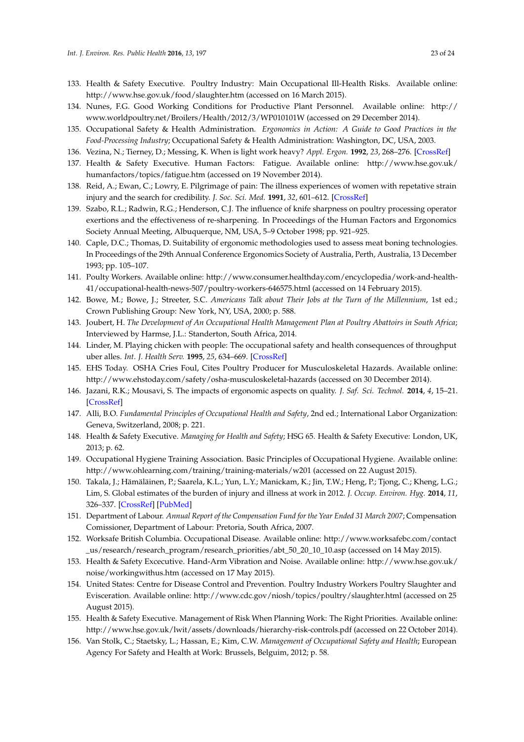133. Health & Safety Executive. Poultry Industry: Main Occupational Ill-Health Risks. Available online: http://www.hse.gov.uk/food/slaughter.htm (accessed on 16 March 2015).
134. Nunes, F.G. Good Working Conditions for Productive Plant Personnel. Available online: http://www.worldpoultry.net/Broilers/Health/2012/3/WP010101W (accessed on 29 December 2014).
135. Occupational Safety & Health Administration. *Ergonomics in Action: A Guide to Good Practices in the Food-Processing Industry*; Occupational Safety & Health Administration: Washington, DC, USA, 2003.
136. Vezina, N.; Tierney, D.; Messing, K. When is light work heavy? *Appl. Ergon.* **1992**, *23*, 268–276. [CrossRef]
137. Health & Safety Executive. Human Factors: Fatigue. Available online: http://www.hse.gov.uk/humanfactors/topics/fatigue.htm (accessed on 19 November 2014).
138. Reid, A.; Ewan, C.; Lowry, E. Pilgrimage of pain: The illness experiences of women with repetative strain injury and the search for credibility. *J. Soc. Sci. Med.* **1991**, *32*, 601–612. [CrossRef]
139. Szabo, R.L.; Radwin, R.G.; Henderson, C.J. The influence of knife sharpness on poultry processing operator exertions and the effectiveness of re-sharpening. In Proceedings of the Human Factors and Ergonomics Society Annual Meeting, Albuquerque, NM, USA, 5–9 October 1998; pp. 921–925.
140. Caple, D.C.; Thomas, D. Suitability of ergonomic methodologies used to assess meat boning technologies. In Proceedings of the 29th Annual Conference Ergonomics Society of Australia, Perth, Australia, 13 December 1993; pp. 105–107.
141. Poulty Workers. Available online: http://www.consumer.healthday.com/encyclopedia/work-and-health-41/occupational-health-news-507/poultry-workers-646575.html (accessed on 14 February 2015).
142. Bowe, M.; Bowe, J.; Streeter, S.C. *Americans Talk about Their Jobs at the Turn of the Millennium*, 1st ed.; Crown Publishing Group: New York, NY, USA, 2000; p. 588.
143. Joubert, H. *The Development of An Occupational Health Management Plan at Poultry Abattoirs in South Africa*; Interviewed by Harmse, J.L.: Standerton, South Africa, 2014.
144. Linder, M. Playing chicken with people: The occupational safety and health consequences of throughput uber alles. *Int. J. Health Serv.* **1995**, *25*, 634–669. [CrossRef]
145. EHS Today. OSHA Cries Foul, Cites Poultry Producer for Musculoskeletal Hazards. Available online: http://www.ehstoday.com/safety/osha-musculoskeletal-hazards (accessed on 30 December 2014).
146. Jazani, R.K.; Mousavi, S. The impacts of ergonomic aspects on quality. *J. Saf. Sci. Technol.* **2014**, *4*, 15–21. [CrossRef]
147. Alli, B.O. *Fundamental Principles of Occupational Health and Safety*, 2nd ed.; International Labor Organization: Geneva, Switzerland, 2008; p. 221.
148. Health & Safety Executive. *Managing for Health and Safety*; HSG 65. Health & Safety Executive: London, UK, 2013; p. 62.
149. Occupational Hygiene Training Association. Basic Principles of Occupational Hygiene. Available online: http://www.ohlearning.com/training/training-materials/w201 (accessed on 22 August 2015).
150. Takala, J.; Hämäläinen, P.; Saarela, K.L.; Yun, L.Y.; Manickam, K.; Jin, T.W.; Heng, P.; Tjong, C.; Kheng, L.G.; Lim, S. Global estimates of the burden of injury and illness at work in 2012. *J. Occup. Environ. Hyg.* **2014**, *11*, 326–337. [CrossRef] [PubMed]
151. Department of Labour. *Annual Report of the Compensation Fund for the Year Ended 31 March 2007*; Compensation Comissioner, Department of Labour: Pretoria, South Africa, 2007.
152. Worksafe British Columbia. Occupational Disease. Available online: http://www.worksafebc.com/contact_us/research/research_program/research_priorities/abt_50_20_10_10.asp (accessed on 14 May 2015).
153. Health & Safety Excecutive. Hand-Arm Vibration and Noise. Available online: http://www.hse.gov.uk/noise/workingwithus.htm (accessed on 17 May 2015).
154. United States: Centre for Disease Control and Prevention. Poultry Industry Workers Poultry Slaughter and Evisceration. Available online: http://www.cdc.gov/niosh/topics/poultry/slaughter.html (accessed on 25 August 2015).
155. Health & Safety Executive. Management of Risk When Planning Work: The Right Priorities. Available online: http://www.hse.gov.uk/lwit/assets/downloads/hierarchy-risk-controls.pdf (accessed on 22 October 2014).
156. Van Stolk, C.; Staetsky, L.; Hassan, E.; Kim, C.W. *Management of Occupational Safety and Health*; European Agency For Safety and Health at Work: Brussels, Belguim, 2012; p. 58.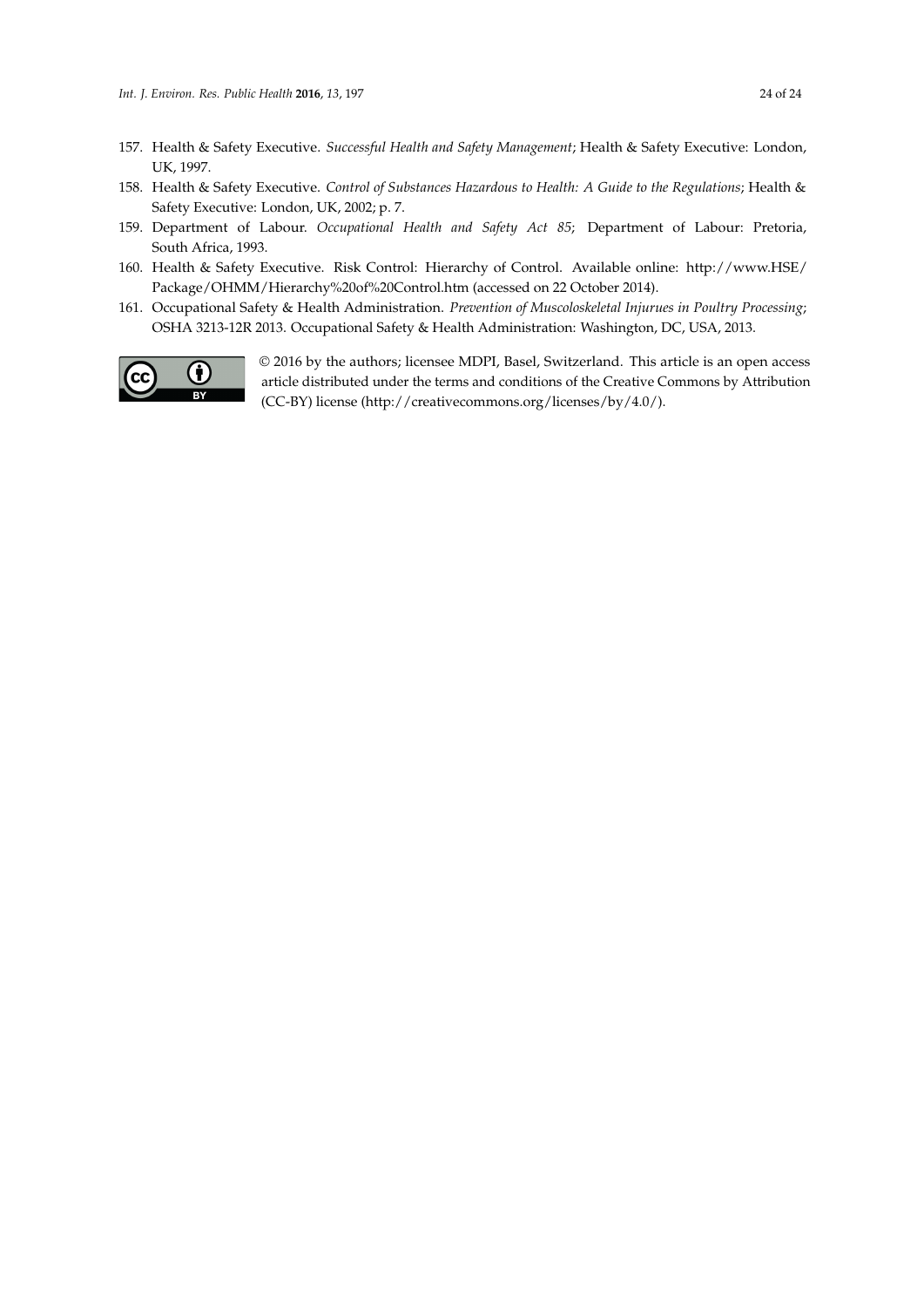157. Health & Safety Executive. *Successful Health and Safety Management*; Health & Safety Executive: London, UK, 1997.
158. Health & Safety Executive. *Control of Substances Hazardous to Health: A Guide to the Regulations*; Health & Safety Executive: London, UK, 2002; p. 7.
159. Department of Labour. *Occupational Health and Safety Act 85*; Department of Labour: Pretoria, South Africa, 1993.
160. Health & Safety Executive. Risk Control: Hierarchy of Control. Available online: http://www.HSE/Package/OHMM/Hierarchy%20of%20Control.htm (accessed on 22 October 2014).
161. Occupational Safety & Health Administration. *Prevention of Muscoloskeletal Injurues in Poultry Processing*; OSHA 3213-12R 2013. Occupational Safety & Health Administration: Washington, DC, USA, 2013.

© 2016 by the authors; licensee MDPI, Basel, Switzerland. This article is an open access article distributed under the terms and conditions of the Creative Commons by Attribution (CC-BY) license (http://creativecommons.org/licenses/by/4.0/).